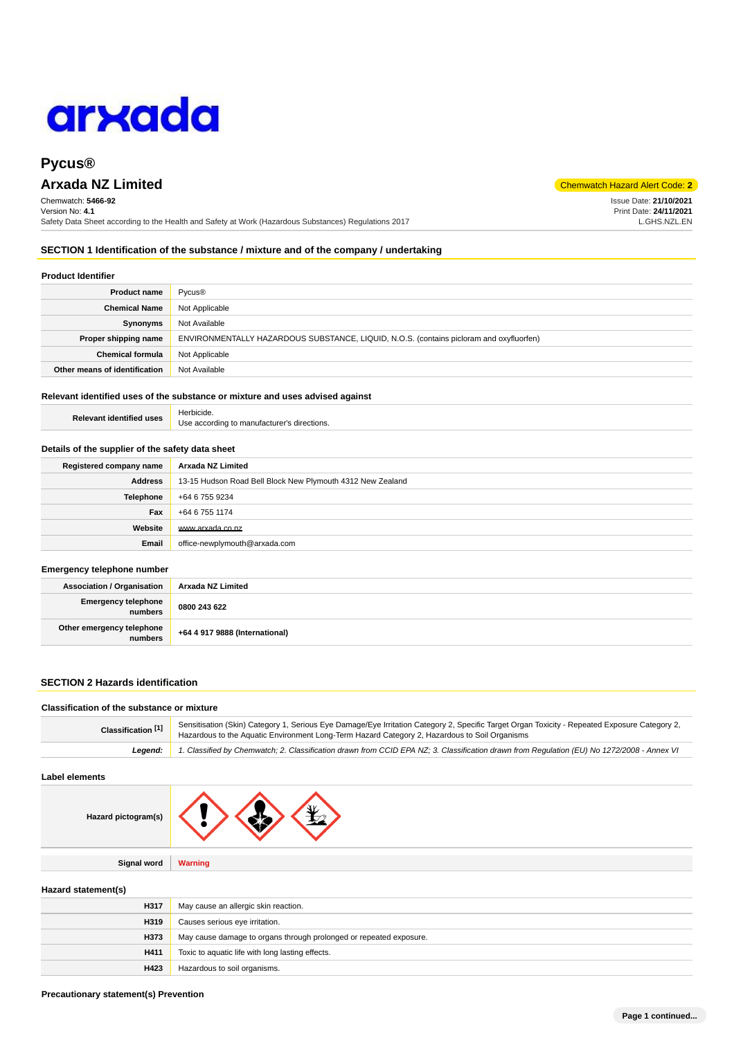# Pycus®

## Arxada NZ Limited

Chemwatch Hazard Alert Code: **2**

Chemwatch: **5466-92**
Version No: **4.1**
Safety Data Sheet according to the Health and Safety at Work (Hazardous Substances) Regulations 2017

Issue Date: **21/10/2021**
Print Date: **24/11/2021**
L.GHS.NZL.EN

## SECTION 1 Identification of the substance / mixture and of the company / undertaking

### Product Identifier

| | |
|---|---|
| **Product name** | Pycus® |
| **Chemical Name** | Not Applicable |
| **Synonyms** | Not Available |
| **Proper shipping name** | ENVIRONMENTALLY HAZARDOUS SUBSTANCE, LIQUID, N.O.S. (contains picloram and oxyfluorfen) |
| **Chemical formula** | Not Applicable |
| **Other means of identification** | Not Available |

### Relevant identified uses of the substance or mixture and uses advised against

| | |
|---|---|
| **Relevant identified uses** | Herbicide.<br>Use according to manufacturer's directions. |

### Details of the supplier of the safety data sheet

| | |
|---|---|
| **Registered company name** | **Arxada NZ Limited** |
| **Address** | 13-15 Hudson Road Bell Block New Plymouth 4312 New Zealand |
| **Telephone** | +64 6 755 9234 |
| **Fax** | +64 6 755 1174 |
| **Website** | www.arxada.co.nz |
| **Email** | office-newplymouth@arxada.com |

### Emergency telephone number

| | |
|---|---|
| **Association / Organisation** | **Arxada NZ Limited** |
| **Emergency telephone numbers** | **0800 243 622** |
| **Other emergency telephone numbers** | **+64 4 917 9888 (International)** |

## SECTION 2 Hazards identification

### Classification of the substance or mixture

| | |
|---|---|
| **Classification [1]** | Sensitisation (Skin) Category 1, Serious Eye Damage/Eye Irritation Category 2, Specific Target Organ Toxicity - Repeated Exposure Category 2, Hazardous to the Aquatic Environment Long-Term Hazard Category 2, Hazardous to Soil Organisms |
| ***Legend:*** | *1. Classified by Chemwatch; 2. Classification drawn from CCID EPA NZ; 3. Classification drawn from Regulation (EU) No 1272/2008 - Annex VI* |

### Label elements

| | |
|---|---|
| **Hazard pictogram(s)** | |
| **Signal word** | **Warning** |

### Hazard statement(s)

| | |
|---|---|
| **H317** | May cause an allergic skin reaction. |
| **H319** | Causes serious eye irritation. |
| **H373** | May cause damage to organs through prolonged or repeated exposure. |
| **H411** | Toxic to aquatic life with long lasting effects. |
| **H423** | Hazardous to soil organisms. |

### Precautionary statement(s) Prevention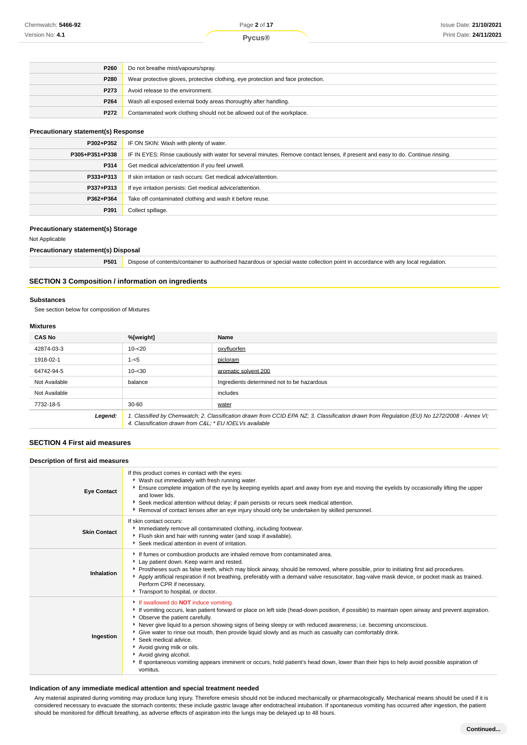| | |
|---|---|
| **P260** | Do not breathe mist/vapours/spray. |
| **P280** | Wear protective gloves, protective clothing, eye protection and face protection. |
| **P273** | Avoid release to the environment. |
| **P264** | Wash all exposed external body areas thoroughly after handling. |
| **P272** | Contaminated work clothing should not be allowed out of the workplace. |

#### Precautionary statement(s) Response

| | |
|---|---|
| **P302+P352** | IF ON SKIN: Wash with plenty of water. |
| **P305+P351+P338** | IF IN EYES: Rinse cautiously with water for several minutes. Remove contact lenses, if present and easy to do. Continue rinsing. |
| **P314** | Get medical advice/attention if you feel unwell. |
| **P333+P313** | If skin irritation or rash occurs: Get medical advice/attention. |
| **P337+P313** | If eye irritation persists: Get medical advice/attention. |
| **P362+P364** | Take off contaminated clothing and wash it before reuse. |
| **P391** | Collect spillage. |

#### Precautionary statement(s) Storage

Not Applicable

#### Precautionary statement(s) Disposal

| | |
|---|---|
| **P501** | Dispose of contents/container to authorised hazardous or special waste collection point in accordance with any local regulation. |

## SECTION 3 Composition / information on ingredients

#### Substances

See section below for composition of Mixtures

#### Mixtures

| CAS No | %[weight] | Name |
|---|---|---|
| 42874-03-3 | 10-<20 | oxyfluorfen |
| 1918-02-1 | 1-<5 | picloram |
| 64742-94-5 | 10-<30 | aromatic solvent 200 |
| Not Available | balance | Ingredients determined not to be hazardous |
| Not Available | | includes |
| 7732-18-5 | 30-60 | water |
| ***Legend:*** | *1. Classified by Chemwatch; 2. Classification drawn from CCID EPA NZ; 3. Classification drawn from Regulation (EU) No 1272/2008 - Annex VI; 4. Classification drawn from C&L; * EU IOELVs available* | |

## SECTION 4 First aid measures

#### Description of first aid measures

| | |
|---|---|
| **Eye Contact** | If this product comes in contact with the eyes:<br>- Wash out immediately with fresh running water.<br>- Ensure complete irrigation of the eye by keeping eyelids apart and away from eye and moving the eyelids by occasionally lifting the upper and lower lids.<br>- Seek medical attention without delay; if pain persists or recurs seek medical attention.<br>- Removal of contact lenses after an eye injury should only be undertaken by skilled personnel. |
| **Skin Contact** | If skin contact occurs:<br>- Immediately remove all contaminated clothing, including footwear.<br>- Flush skin and hair with running water (and soap if available).<br>- Seek medical attention in event of irritation. |
| **Inhalation** | - If fumes or combustion products are inhaled remove from contaminated area.<br>- Lay patient down. Keep warm and rested.<br>- Prostheses such as false teeth, which may block airway, should be removed, where possible, prior to initiating first aid procedures.<br>- Apply artificial respiration if not breathing, preferably with a demand valve resuscitator, bag-valve mask device, or pocket mask as trained. Perform CPR if necessary.<br>- Transport to hospital, or doctor. |
| **Ingestion** | - If swallowed do **NOT** induce vomiting.<br>- If vomiting occurs, lean patient forward or place on left side (head-down position, if possible) to maintain open airway and prevent aspiration.<br>- Observe the patient carefully.<br>- Never give liquid to a person showing signs of being sleepy or with reduced awareness; i.e. becoming unconscious.<br>- Give water to rinse out mouth, then provide liquid slowly and as much as casualty can comfortably drink.<br>- Seek medical advice.<br>- Avoid giving milk or oils.<br>- Avoid giving alcohol.<br>- If spontaneous vomiting appears imminent or occurs, hold patient's head down, lower than their hips to help avoid possible aspiration of vomitus. |

#### Indication of any immediate medical attention and special treatment needed

Any material aspirated during vomiting may produce lung injury. Therefore emesis should not be induced mechanically or pharmacologically. Mechanical means should be used if it is considered necessary to evacuate the stomach contents; these include gastric lavage after endotracheal intubation. If spontaneous vomiting has occurred after ingestion, the patient should be monitored for difficult breathing, as adverse effects of aspiration into the lungs may be delayed up to 48 hours.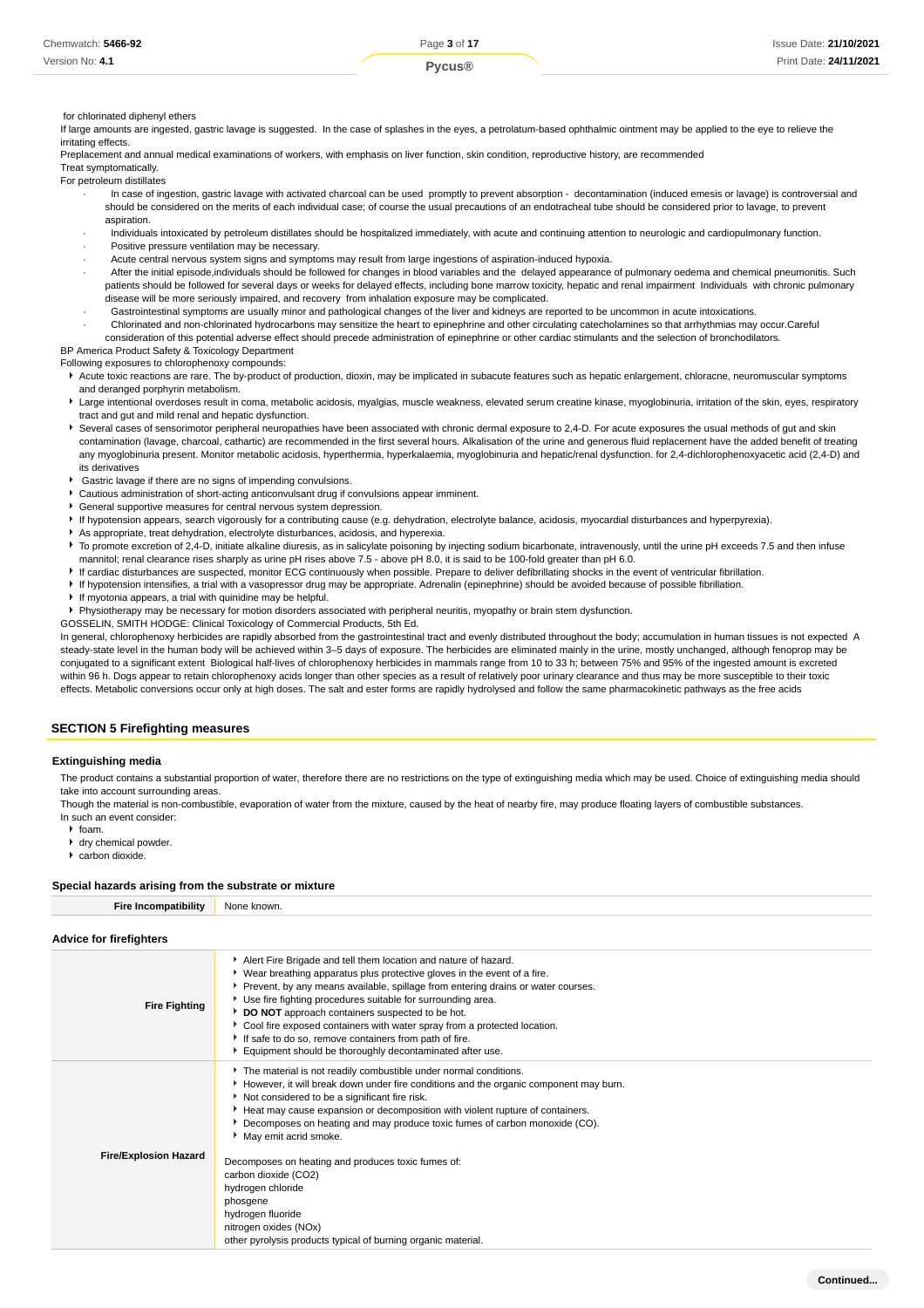for chlorinated diphenyl ethers

If large amounts are ingested, gastric lavage is suggested. In the case of splashes in the eyes, a petrolatum-based ophthalmic ointment may be applied to the eye to relieve the irritating effects.

Preplacement and annual medical examinations of workers, with emphasis on liver function, skin condition, reproductive history, are recommended

Treat symptomatically.

For petroleum distillates

- In case of ingestion, gastric lavage with activated charcoal can be used promptly to prevent absorption - decontamination (induced emesis or lavage) is controversial and should be considered on the merits of each individual case; of course the usual precautions of an endotracheal tube should be considered prior to lavage, to prevent aspiration.
- Individuals intoxicated by petroleum distillates should be hospitalized immediately, with acute and continuing attention to neurologic and cardiopulmonary function.
- Positive pressure ventilation may be necessary.
- Acute central nervous system signs and symptoms may result from large ingestions of aspiration-induced hypoxia.
- After the initial episode,individuals should be followed for changes in blood variables and the delayed appearance of pulmonary oedema and chemical pneumonitis. Such patients should be followed for several days or weeks for delayed effects, including bone marrow toxicity, hepatic and renal impairment Individuals with chronic pulmonary disease will be more seriously impaired, and recovery from inhalation exposure may be complicated.
- Gastrointestinal symptoms are usually minor and pathological changes of the liver and kidneys are reported to be uncommon in acute intoxications.
- Chlorinated and non-chlorinated hydrocarbons may sensitize the heart to epinephrine and other circulating catecholamines so that arrhythmias may occur.Careful consideration of this potential adverse effect should precede administration of epinephrine or other cardiac stimulants and the selection of bronchodilators.

BP America Product Safety & Toxicology Department

Following exposures to chlorophenoxy compounds:

- Acute toxic reactions are rare. The by-product of production, dioxin, may be implicated in subacute features such as hepatic enlargement, chloracne, neuromuscular symptoms and deranged porphyrin metabolism.
- Large intentional overdoses result in coma, metabolic acidosis, myalgias, muscle weakness, elevated serum creatine kinase, myoglobinuria, irritation of the skin, eyes, respiratory tract and gut and mild renal and hepatic dysfunction.
- Several cases of sensorimotor peripheral neuropathies have been associated with chronic dermal exposure to 2,4-D. For acute exposures the usual methods of gut and skin contamination (lavage, charcoal, cathartic) are recommended in the first several hours. Alkalisation of the urine and generous fluid replacement have the added benefit of treating any myoglobinuria present. Monitor metabolic acidosis, hyperthermia, hyperkalaemia, myoglobinuria and hepatic/renal dysfunction. for 2,4-dichlorophenoxyacetic acid (2,4-D) and its derivatives
- Gastric lavage if there are no signs of impending convulsions.
- Cautious administration of short-acting anticonvulsant drug if convulsions appear imminent.
- General supportive measures for central nervous system depression.
- If hypotension appears, search vigorously for a contributing cause (e.g. dehydration, electrolyte balance, acidosis, myocardial disturbances and hyperpyrexia).
- As appropriate, treat dehydration, electrolyte disturbances, acidosis, and hyperexia.
- To promote excretion of 2,4-D, initiate alkaline diuresis, as in salicylate poisoning by injecting sodium bicarbonate, intravenously, until the urine pH exceeds 7.5 and then infuse mannitol; renal clearance rises sharply as urine pH rises above 7.5 - above pH 8.0, it is said to be 100-fold greater than pH 6.0.
- If cardiac disturbances are suspected, monitor ECG continuously when possible. Prepare to deliver defibrillating shocks in the event of ventricular fibrillation.
- If hypotension intensifies, a trial with a vasopressor drug may be appropriate. Adrenalin (epinephrine) should be avoided because of possible fibrillation.
- If myotonia appears, a trial with quinidine may be helpful.
- Physiotherapy may be necessary for motion disorders associated with peripheral neuritis, myopathy or brain stem dysfunction.

GOSSELIN, SMITH HODGE: Clinical Toxicology of Commercial Products, 5th Ed.

In general, chlorophenoxy herbicides are rapidly absorbed from the gastrointestinal tract and evenly distributed throughout the body; accumulation in human tissues is not expected A steady-state level in the human body will be achieved within 3–5 days of exposure. The herbicides are eliminated mainly in the urine, mostly unchanged, although fenoprop may be conjugated to a significant extent Biological half-lives of chlorophenoxy herbicides in mammals range from 10 to 33 h; between 75% and 95% of the ingested amount is excreted within 96 h. Dogs appear to retain chlorophenoxy acids longer than other species as a result of relatively poor urinary clearance and thus may be more susceptible to their toxic effects. Metabolic conversions occur only at high doses. The salt and ester forms are rapidly hydrolysed and follow the same pharmacokinetic pathways as the free acids

## SECTION 5 Firefighting measures

### Extinguishing media

The product contains a substantial proportion of water, therefore there are no restrictions on the type of extinguishing media which may be used. Choice of extinguishing media should take into account surrounding areas.

Though the material is non-combustible, evaporation of water from the mixture, caused by the heat of nearby fire, may produce floating layers of combustible substances.

In such an event consider:

- foam.
- dry chemical powder.
- carbon dioxide.

### Special hazards arising from the substrate or mixture

| | |
|---|---|
| **Fire Incompatibility** | None known. |

### Advice for firefighters

| | |
|---|---|
| **Fire Fighting** | ▸ Alert Fire Brigade and tell them location and nature of hazard.<br>▸ Wear breathing apparatus plus protective gloves in the event of a fire.<br>▸ Prevent, by any means available, spillage from entering drains or water courses.<br>▸ Use fire fighting procedures suitable for surrounding area.<br>▸ **DO NOT** approach containers suspected to be hot.<br>▸ Cool fire exposed containers with water spray from a protected location.<br>▸ If safe to do so, remove containers from path of fire.<br>▸ Equipment should be thoroughly decontaminated after use. |
| **Fire/Explosion Hazard** | ▸ The material is not readily combustible under normal conditions.<br>▸ However, it will break down under fire conditions and the organic component may burn.<br>▸ Not considered to be a significant fire risk.<br>▸ Heat may cause expansion or decomposition with violent rupture of containers.<br>▸ Decomposes on heating and may produce toxic fumes of carbon monoxide (CO).<br>▸ May emit acrid smoke.<br><br>Decomposes on heating and produces toxic fumes of:<br>carbon dioxide ($CO_2$)<br>hydrogen chloride<br>phosgene<br>hydrogen fluoride<br>nitrogen oxides ($NO_x$)<br>other pyrolysis products typical of burning organic material. |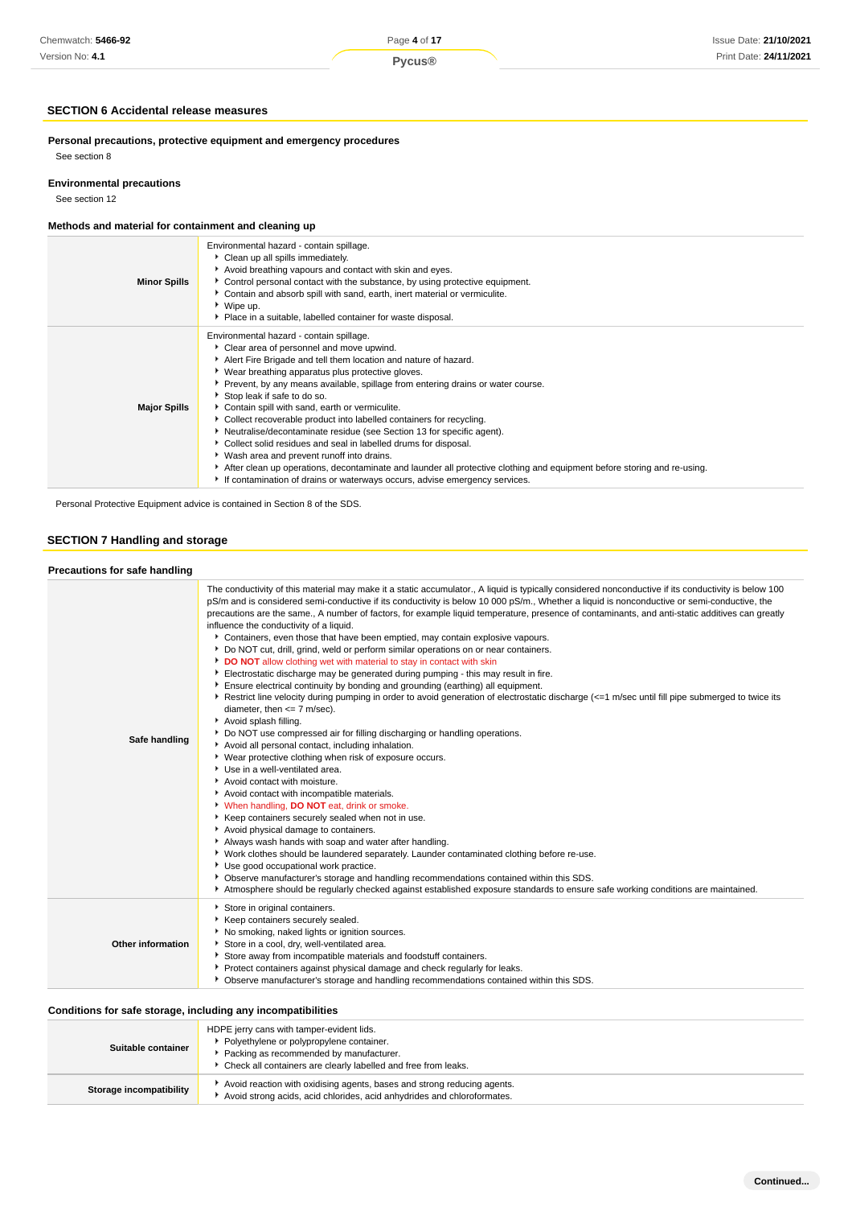## SECTION 6 Accidental release measures

### Personal precautions, protective equipment and emergency procedures

See section 8

### Environmental precautions

See section 12

### Methods and material for containment and cleaning up

| | |
|---|---|
| **Minor Spills** | Environmental hazard - contain spillage.<br>- Clean up all spills immediately.<br>- Avoid breathing vapours and contact with skin and eyes.<br>- Control personal contact with the substance, by using protective equipment.<br>- Contain and absorb spill with sand, earth, inert material or vermiculite.<br>- Wipe up.<br>- Place in a suitable, labelled container for waste disposal. |
| **Major Spills** | Environmental hazard - contain spillage.<br>- Clear area of personnel and move upwind.<br>- Alert Fire Brigade and tell them location and nature of hazard.<br>- Wear breathing apparatus plus protective gloves.<br>- Prevent, by any means available, spillage from entering drains or water course.<br>- Stop leak if safe to do so.<br>- Contain spill with sand, earth or vermiculite.<br>- Collect recoverable product into labelled containers for recycling.<br>- Neutralise/decontaminate residue (see Section 13 for specific agent).<br>- Collect solid residues and seal in labelled drums for disposal.<br>- Wash area and prevent runoff into drains.<br>- After clean up operations, decontaminate and launder all protective clothing and equipment before storing and re-using.<br>- If contamination of drains or waterways occurs, advise emergency services. |

Personal Protective Equipment advice is contained in Section 8 of the SDS.

## SECTION 7 Handling and storage

### Precautions for safe handling

| | |
|---|---|
| **Safe handling** | The conductivity of this material may make it a static accumulator., A liquid is typically considered nonconductive if its conductivity is below 100 pS/m and is considered semi-conductive if its conductivity is below 10 000 pS/m., Whether a liquid is nonconductive or semi-conductive, the precautions are the same., A number of factors, for example liquid temperature, presence of contaminants, and anti-static additives can greatly influence the conductivity of a liquid.<br>- Containers, even those that have been emptied, may contain explosive vapours.<br>- Do NOT cut, drill, grind, weld or perform similar operations on or near containers.<br>- **DO NOT** allow clothing wet with material to stay in contact with skin<br>- Electrostatic discharge may be generated during pumping - this may result in fire.<br>- Ensure electrical continuity by bonding and grounding (earthing) all equipment.<br>- Restrict line velocity during pumping in order to avoid generation of electrostatic discharge (<=1 m/sec until fill pipe submerged to twice its diameter, then <= 7 m/sec).<br>- Avoid splash filling.<br>- Do NOT use compressed air for filling discharging or handling operations.<br>- Avoid all personal contact, including inhalation.<br>- Wear protective clothing when risk of exposure occurs.<br>- Use in a well-ventilated area.<br>- Avoid contact with moisture.<br>- Avoid contact with incompatible materials.<br>- When handling, **DO NOT** eat, drink or smoke.<br>- Keep containers securely sealed when not in use.<br>- Avoid physical damage to containers.<br>- Always wash hands with soap and water after handling.<br>- Work clothes should be laundered separately. Launder contaminated clothing before re-use.<br>- Use good occupational work practice.<br>- Observe manufacturer's storage and handling recommendations contained within this SDS.<br>- Atmosphere should be regularly checked against established exposure standards to ensure safe working conditions are maintained. |
| **Other information** | - Store in original containers.<br>- Keep containers securely sealed.<br>- No smoking, naked lights or ignition sources.<br>- Store in a cool, dry, well-ventilated area.<br>- Store away from incompatible materials and foodstuff containers.<br>- Protect containers against physical damage and check regularly for leaks.<br>- Observe manufacturer's storage and handling recommendations contained within this SDS. |

### Conditions for safe storage, including any incompatibilities

| | |
|---|---|
| **Suitable container** | HDPE jerry cans with tamper-evident lids.<br>- Polyethylene or polypropylene container.<br>- Packing as recommended by manufacturer.<br>- Check all containers are clearly labelled and free from leaks. |
| **Storage incompatibility** | - Avoid reaction with oxidising agents, bases and strong reducing agents.<br>- Avoid strong acids, acid chlorides, acid anhydrides and chloroformates. |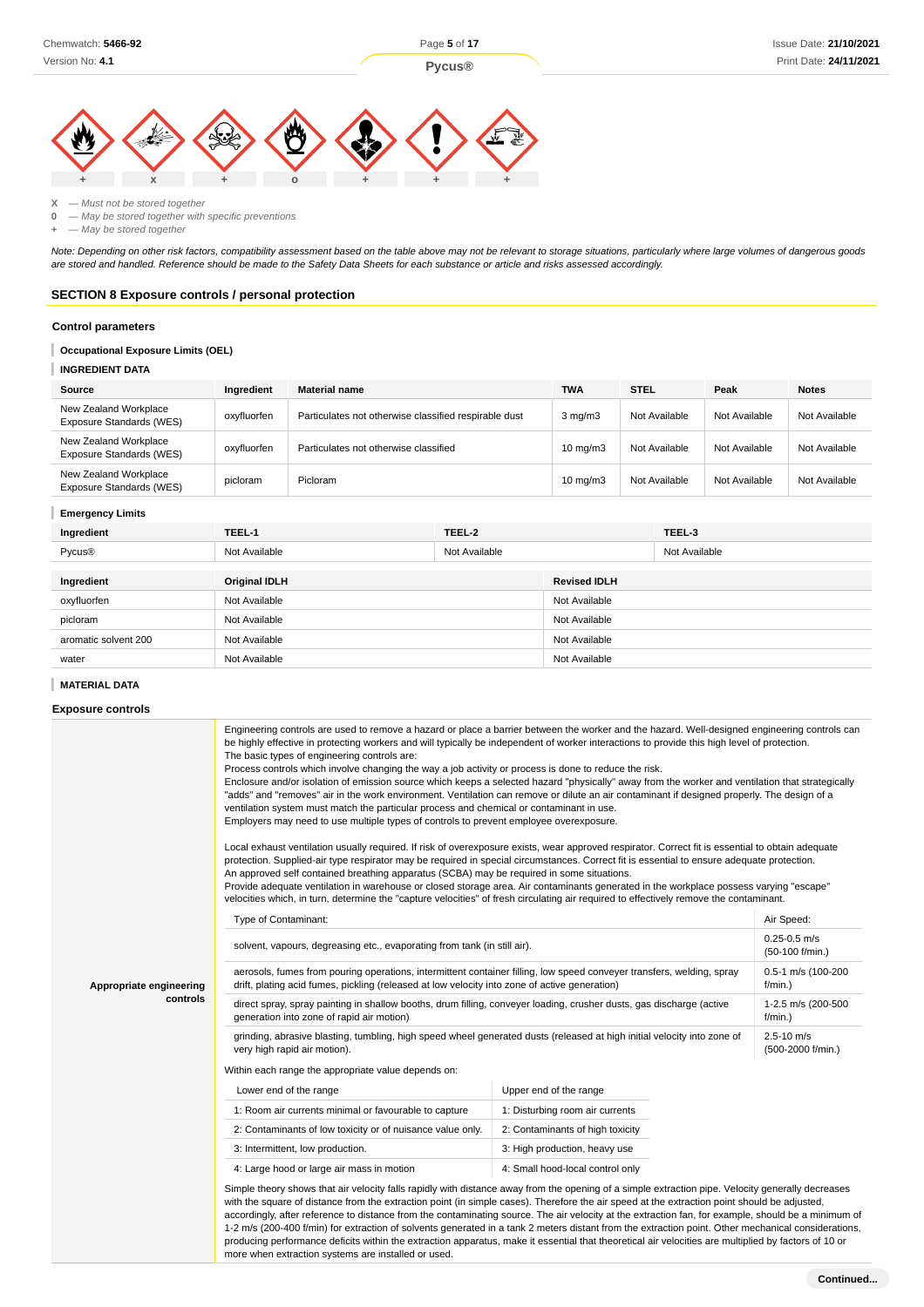| + | x | + | o | + | + | + |
|---|---|---|---|---|---|---|

**X** — *Must not be stored together*
**0** — *May be stored together with specific preventions*
**+** — *May be stored together*

*Note: Depending on other risk factors, compatibility assessment based on the table above may not be relevant to storage situations, particularly where large volumes of dangerous goods are stored and handled. Reference should be made to the Safety Data Sheets for each substance or article and risks assessed accordingly.*

## SECTION 8 Exposure controls / personal protection

### Control parameters

**Occupational Exposure Limits (OEL)**

**INGREDIENT DATA**

| Source | Ingredient | Material name | TWA | STEL | Peak | Notes |
|---|---|---|---|---|---|---|
| New Zealand Workplace Exposure Standards (WES) | oxyfluorfen | Particulates not otherwise classified respirable dust | 3 mg/m3 | Not Available | Not Available | Not Available |
| New Zealand Workplace Exposure Standards (WES) | oxyfluorfen | Particulates not otherwise classified | 10 mg/m3 | Not Available | Not Available | Not Available |
| New Zealand Workplace Exposure Standards (WES) | picloram | Picloram | 10 mg/m3 | Not Available | Not Available | Not Available |

**Emergency Limits**

| Ingredient | TEEL-1 | TEEL-2 | TEEL-3 |
|---|---|---|---|
| Pycus® | Not Available | Not Available | Not Available |

| Ingredient | Original IDLH | Revised IDLH |
|---|---|---|
| oxyfluorfen | Not Available | Not Available |
| picloram | Not Available | Not Available |
| aromatic solvent 200 | Not Available | Not Available |
| water | Not Available | Not Available |

**MATERIAL DATA**

### Exposure controls

**Appropriate engineering controls**

Engineering controls are used to remove a hazard or place a barrier between the worker and the hazard. Well-designed engineering controls can be highly effective in protecting workers and will typically be independent of worker interactions to provide this high level of protection.
The basic types of engineering controls are:
Process controls which involve changing the way a job activity or process is done to reduce the risk.
Enclosure and/or isolation of emission source which keeps a selected hazard "physically" away from the worker and ventilation that strategically "adds" and "removes" air in the work environment. Ventilation can remove or dilute an air contaminant if designed properly. The design of a ventilation system must match the particular process and chemical or contaminant in use.
Employers may need to use multiple types of controls to prevent employee overexposure.

Local exhaust ventilation usually required. If risk of overexposure exists, wear approved respirator. Correct fit is essential to obtain adequate protection. Supplied-air type respirator may be required in special circumstances. Correct fit is essential to ensure adequate protection.
An approved self contained breathing apparatus (SCBA) may be required in some situations.
Provide adequate ventilation in warehouse or closed storage area. Air contaminants generated in the workplace possess varying "escape" velocities which, in turn, determine the "capture velocities" of fresh circulating air required to effectively remove the contaminant.

| Type of Contaminant: | Air Speed: |
|---|---|
| solvent, vapours, degreasing etc., evaporating from tank (in still air). | 0.25-0.5 m/s (50-100 f/min.) |
| aerosols, fumes from pouring operations, intermittent container filling, low speed conveyer transfers, welding, spray drift, plating acid fumes, pickling (released at low velocity into zone of active generation) | 0.5-1 m/s (100-200 f/min.) |
| direct spray, spray painting in shallow booths, drum filling, conveyer loading, crusher dusts, gas discharge (active generation into zone of rapid air motion) | 1-2.5 m/s (200-500 f/min.) |
| grinding, abrasive blasting, tumbling, high speed wheel generated dusts (released at high initial velocity into zone of very high rapid air motion). | 2.5-10 m/s (500-2000 f/min.) |

Within each range the appropriate value depends on:

| Lower end of the range | Upper end of the range |
|---|---|
| 1: Room air currents minimal or favourable to capture | 1: Disturbing room air currents |
| 2: Contaminants of low toxicity or of nuisance value only. | 2: Contaminants of high toxicity |
| 3: Intermittent, low production. | 3: High production, heavy use |
| 4: Large hood or large air mass in motion | 4: Small hood-local control only |

Simple theory shows that air velocity falls rapidly with distance away from the opening of a simple extraction pipe. Velocity generally decreases with the square of distance from the extraction point (in simple cases). Therefore the air speed at the extraction point should be adjusted, accordingly, after reference to distance from the contaminating source. The air velocity at the extraction fan, for example, should be a minimum of 1-2 m/s (200-400 f/min) for extraction of solvents generated in a tank 2 meters distant from the extraction point. Other mechanical considerations, producing performance deficits within the extraction apparatus, make it essential that theoretical air velocities are multiplied by factors of 10 or more when extraction systems are installed or used.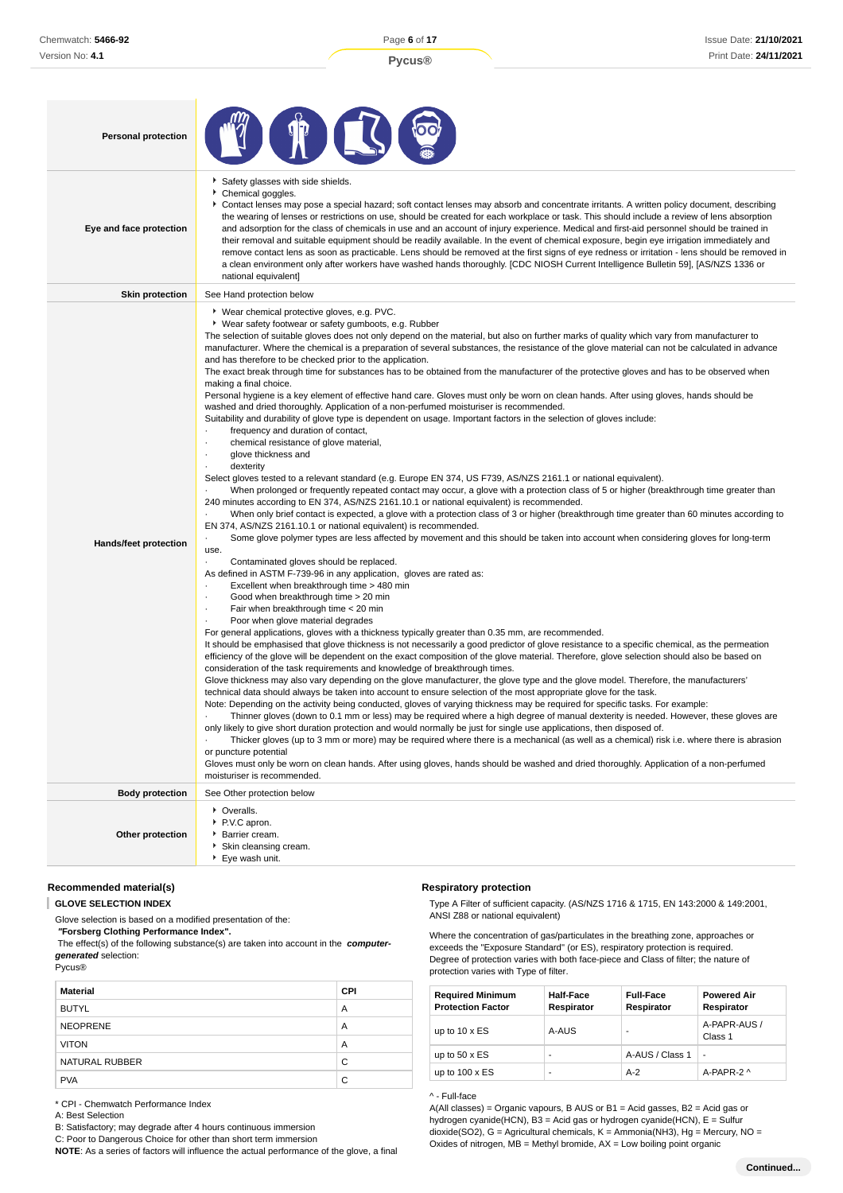| | |
|---|---|
| **Personal protection** | |
| **Eye and face protection** | ▸ Safety glasses with side shields.<br>▸ Chemical goggles.<br>▸ Contact lenses may pose a special hazard; soft contact lenses may absorb and concentrate irritants. A written policy document, describing the wearing of lenses or restrictions on use, should be created for each workplace or task. This should include a review of lens absorption and adsorption for the class of chemicals in use and an account of injury experience. Medical and first-aid personnel should be trained in their removal and suitable equipment should be readily available. In the event of chemical exposure, begin eye irrigation immediately and remove contact lens as soon as practicable. Lens should be removed at the first signs of eye redness or irritation - lens should be removed in a clean environment only after workers have washed hands thoroughly. [CDC NIOSH Current Intelligence Bulletin 59], [AS/NZS 1336 or national equivalent] |
| **Skin protection** | See Hand protection below |
| **Hands/feet protection** | ▸ Wear chemical protective gloves, e.g. PVC.<br>▸ Wear safety footwear or safety gumboots, e.g. Rubber<br>The selection of suitable gloves does not only depend on the material, but also on further marks of quality which vary from manufacturer to manufacturer. Where the chemical is a preparation of several substances, the resistance of the glove material can not be calculated in advance and has therefore to be checked prior to the application.<br>The exact break through time for substances has to be obtained from the manufacturer of the protective gloves and has to be observed when making a final choice.<br>Personal hygiene is a key element of effective hand care. Gloves must only be worn on clean hands. After using gloves, hands should be washed and dried thoroughly. Application of a non-perfumed moisturiser is recommended.<br>Suitability and durability of glove type is dependent on usage. Important factors in the selection of gloves include:<br>· frequency and duration of contact,<br>· chemical resistance of glove material,<br>· glove thickness and<br>· dexterity<br>Select gloves tested to a relevant standard (e.g. Europe EN 374, US F739, AS/NZS 2161.1 or national equivalent).<br>· When prolonged or frequently repeated contact may occur, a glove with a protection class of 5 or higher (breakthrough time greater than 240 minutes according to EN 374, AS/NZS 2161.10.1 or national equivalent) is recommended.<br>· When only brief contact is expected, a glove with a protection class of 3 or higher (breakthrough time greater than 60 minutes according to EN 374, AS/NZS 2161.10.1 or national equivalent) is recommended.<br>· Some glove polymer types are less affected by movement and this should be taken into account when considering gloves for long-term use.<br>· Contaminated gloves should be replaced.<br>As defined in ASTM F-739-96 in any application, gloves are rated as:<br>· Excellent when breakthrough time > 480 min<br>· Good when breakthrough time > 20 min<br>· Fair when breakthrough time < 20 min<br>· Poor when glove material degrades<br>For general applications, gloves with a thickness typically greater than 0.35 mm, are recommended.<br>It should be emphasised that glove thickness is not necessarily a good predictor of glove resistance to a specific chemical, as the permeation efficiency of the glove will be dependent on the exact composition of the glove material. Therefore, glove selection should also be based on consideration of the task requirements and knowledge of breakthrough times.<br>Glove thickness may also vary depending on the glove manufacturer, the glove type and the glove model. Therefore, the manufacturers' technical data should always be taken into account to ensure selection of the most appropriate glove for the task.<br>Note: Depending on the activity being conducted, gloves of varying thickness may be required for specific tasks. For example:<br>· Thinner gloves (down to 0.1 mm or less) may be required where a high degree of manual dexterity is needed. However, these gloves are only likely to give short duration protection and would normally be just for single use applications, then disposed of.<br>· Thicker gloves (up to 3 mm or more) may be required where there is a mechanical (as well as a chemical) risk i.e. where there is abrasion or puncture potential<br>Gloves must only be worn on clean hands. After using gloves, hands should be washed and dried thoroughly. Application of a non-perfumed moisturiser is recommended. |
| **Body protection** | See Other protection below |
| **Other protection** | ▸ Overalls.<br>▸ P.V.C apron.<br>▸ Barrier cream.<br>▸ Skin cleansing cream.<br>▸ Eye wash unit. |

### Recommended material(s)

**GLOVE SELECTION INDEX**

Glove selection is based on a modified presentation of the:

***"Forsberg Clothing Performance Index".***

The effect(s) of the following substance(s) are taken into account in the ***computer-generated*** selection:

Pycus®

| Material | CPI |
|---|---|
| BUTYL | A |
| NEOPRENE | A |
| VITON | A |
| NATURAL RUBBER | C |
| PVA | C |

\* CPI - Chemwatch Performance Index

A: Best Selection

B: Satisfactory; may degrade after 4 hours continuous immersion

C: Poor to Dangerous Choice for other than short term immersion

**NOTE**: As a series of factors will influence the actual performance of the glove, a final

### Respiratory protection

Type A Filter of sufficient capacity. (AS/NZS 1716 & 1715, EN 143:2000 & 149:2001, ANSI Z88 or national equivalent)

Where the concentration of gas/particulates in the breathing zone, approaches or exceeds the "Exposure Standard" (or ES), respiratory protection is required.

Degree of protection varies with both face-piece and Class of filter; the nature of protection varies with Type of filter.

| Required Minimum Protection Factor | Half-Face Respirator | Full-Face Respirator | Powered Air Respirator |
|---|---|---|---|
| up to 10 x ES | A-AUS | - | A-PAPR-AUS / Class 1 |
| up to 50 x ES | - | A-AUS / Class 1 | - |
| up to 100 x ES | - | A-2 | A-PAPR-2 ^ |

^ - Full-face

A(All classes) = Organic vapours, B AUS or B1 = Acid gasses, B2 = Acid gas or hydrogen cyanide(HCN), B3 = Acid gas or hydrogen cyanide(HCN), E = Sulfur dioxide($SO_2$), G = Agricultural chemicals, K = Ammonia($NH_3$), Hg = Mercury, NO = Oxides of nitrogen, MB = Methyl bromide, AX = Low boiling point organic

Continued...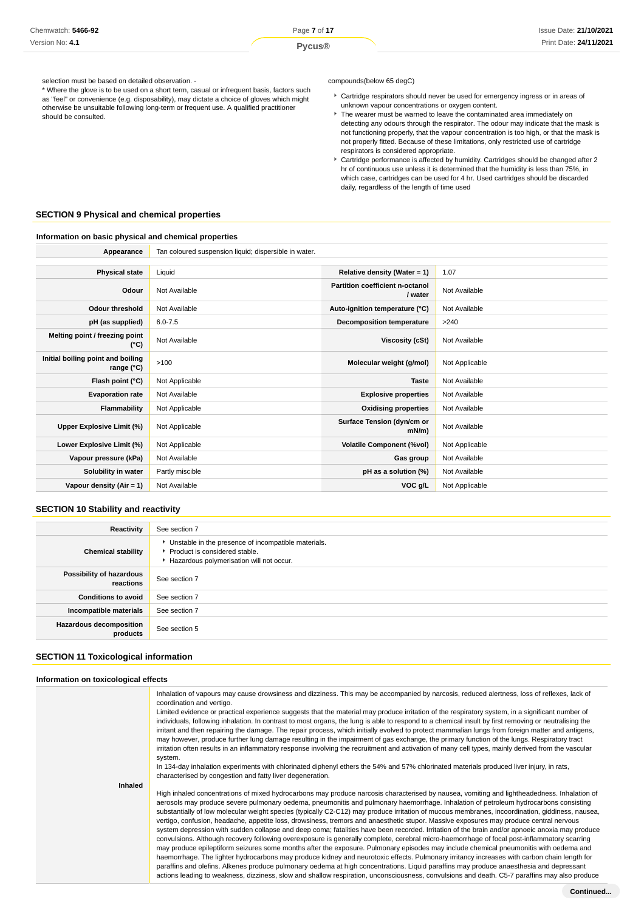selection must be based on detailed observation. -

* Where the glove is to be used on a short term, casual or infrequent basis, factors such as "feel" or convenience (e.g. disposability), may dictate a choice of gloves which might otherwise be unsuitable following long-term or frequent use. A qualified practitioner should be consulted.

compounds(below 65 degC)

- Cartridge respirators should never be used for emergency ingress or in areas of unknown vapour concentrations or oxygen content.
- The wearer must be warned to leave the contaminated area immediately on detecting any odours through the respirator. The odour may indicate that the mask is not functioning properly, that the vapour concentration is too high, or that the mask is not properly fitted. Because of these limitations, only restricted use of cartridge respirators is considered appropriate.
- Cartridge performance is affected by humidity. Cartridges should be changed after 2 hr of continuous use unless it is determined that the humidity is less than 75%, in which case, cartridges can be used for 4 hr. Used cartridges should be discarded daily, regardless of the length of time used

## SECTION 9 Physical and chemical properties

### Information on basic physical and chemical properties

| **Appearance** | Tan coloured suspension liquid; dispersible in water. | | |
|---|---|---|---|
| **Physical state** | Liquid | **Relative density (Water = 1)** | 1.07 |
| **Odour** | Not Available | **Partition coefficient n-octanol / water** | Not Available |
| **Odour threshold** | Not Available | **Auto-ignition temperature (°C)** | Not Available |
| **pH (as supplied)** | 6.0-7.5 | **Decomposition temperature** | >240 |
| **Melting point / freezing point (°C)** | Not Available | **Viscosity (cSt)** | Not Available |
| **Initial boiling point and boiling range (°C)** | >100 | **Molecular weight (g/mol)** | Not Applicable |
| **Flash point (°C)** | Not Applicable | **Taste** | Not Available |
| **Evaporation rate** | Not Available | **Explosive properties** | Not Available |
| **Flammability** | Not Applicable | **Oxidising properties** | Not Available |
| **Upper Explosive Limit (%)** | Not Applicable | **Surface Tension (dyn/cm or mN/m)** | Not Available |
| **Lower Explosive Limit (%)** | Not Applicable | **Volatile Component (%vol)** | Not Applicable |
| **Vapour pressure (kPa)** | Not Available | **Gas group** | Not Available |
| **Solubility in water** | Partly miscible | **pH as a solution (%)** | Not Available |
| **Vapour density (Air = 1)** | Not Available | **VOC g/L** | Not Applicable |

## SECTION 10 Stability and reactivity

| | |
|---|---|
| **Reactivity** | See section 7 |
| **Chemical stability** | - Unstable in the presence of incompatible materials.<br>- Product is considered stable.<br>- Hazardous polymerisation will not occur. |
| **Possibility of hazardous reactions** | See section 7 |
| **Conditions to avoid** | See section 7 |
| **Incompatible materials** | See section 7 |
| **Hazardous decomposition products** | See section 5 |

## SECTION 11 Toxicological information

### Information on toxicological effects

| | |
|---|---|
| **Inhaled** | Inhalation of vapours may cause drowsiness and dizziness. This may be accompanied by narcosis, reduced alertness, loss of reflexes, lack of coordination and vertigo.<br>Limited evidence or practical experience suggests that the material may produce irritation of the respiratory system, in a significant number of individuals, following inhalation. In contrast to most organs, the lung is able to respond to a chemical insult by first removing or neutralising the irritant and then repairing the damage. The repair process, which initially evolved to protect mammalian lungs from foreign matter and antigens, may however, produce further lung damage resulting in the impairment of gas exchange, the primary function of the lungs. Respiratory tract irritation often results in an inflammatory response involving the recruitment and activation of many cell types, mainly derived from the vascular system.<br>In 134-day inhalation experiments with chlorinated diphenyl ethers the 54% and 57% chlorinated materials produced liver injury, in rats, characterised by congestion and fatty liver degeneration.<br><br>High inhaled concentrations of mixed hydrocarbons may produce narcosis characterised by nausea, vomiting and lightheadedness. Inhalation of aerosols may produce severe pulmonary oedema, pneumonitis and pulmonary haemorrhage. Inhalation of petroleum hydrocarbons consisting substantially of low molecular weight species (typically C2-C12) may produce irritation of mucous membranes, incoordination, giddiness, nausea, vertigo, confusion, headache, appetite loss, drowsiness, tremors and anaesthetic stupor. Massive exposures may produce central nervous system depression with sudden collapse and deep coma; fatalities have been recorded. Irritation of the brain and/or apnoeic anoxia may produce convulsions. Although recovery following overexposure is generally complete, cerebral micro-haemorrhage of focal post-inflammatory scarring may produce epileptiform seizures some months after the exposure. Pulmonary episodes may include chemical pneumonitis with oedema and haemorrhage. The lighter hydrocarbons may produce kidney and neurotoxic effects. Pulmonary irritancy increases with carbon chain length for paraffins and olefins. Alkenes produce pulmonary oedema at high concentrations. Liquid paraffins may produce anaesthesia and depressant actions leading to weakness, dizziness, slow and shallow respiration, unconsciousness, convulsions and death. C5-7 paraffins may also produce |

Continued...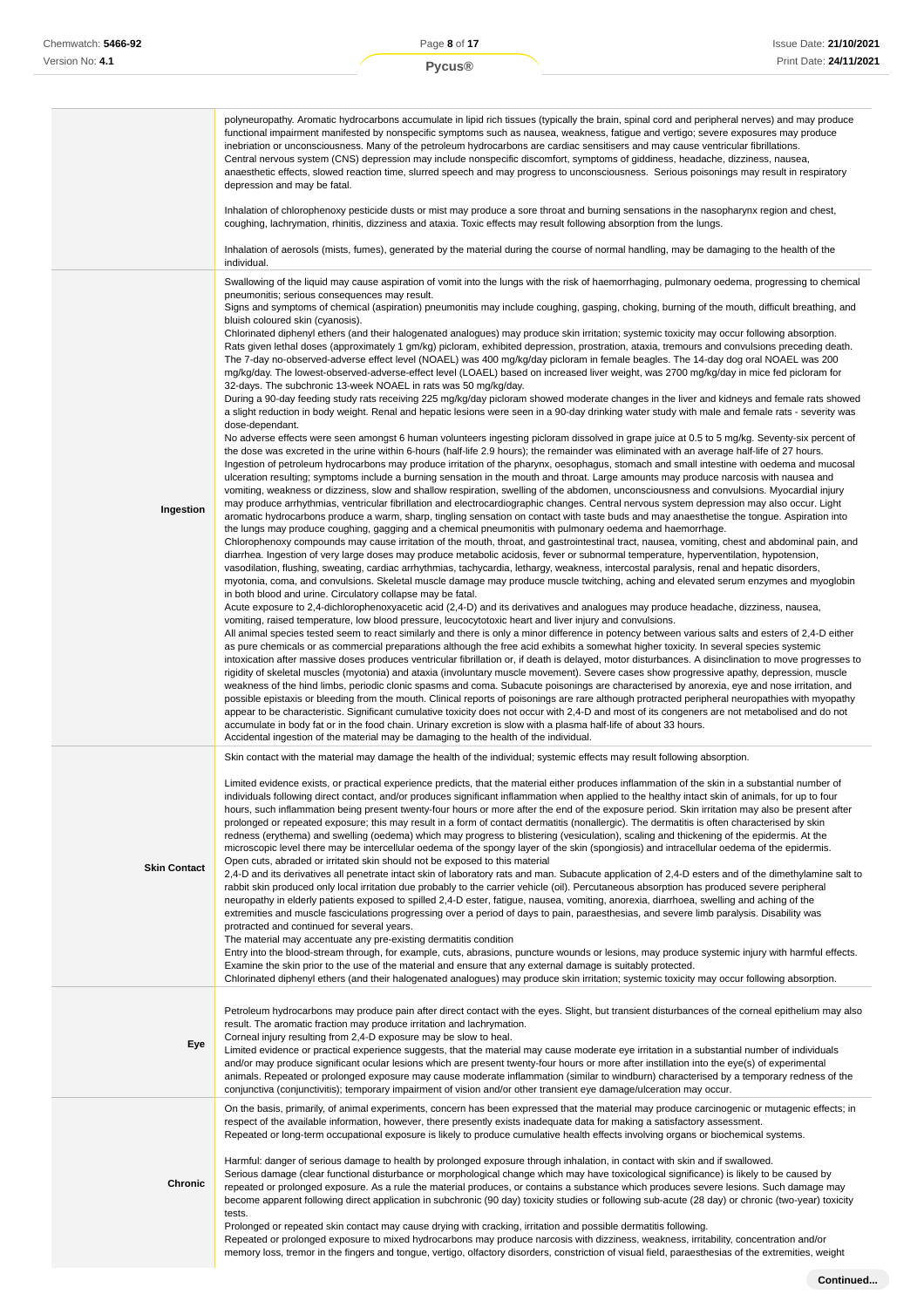| | |
|---|---|
| | polyneuropathy. Aromatic hydrocarbons accumulate in lipid rich tissues (typically the brain, spinal cord and peripheral nerves) and may produce functional impairment manifested by nonspecific symptoms such as nausea, weakness, fatigue and vertigo; severe exposures may produce inebriation or unconsciousness. Many of the petroleum hydrocarbons are cardiac sensitisers and may cause ventricular fibrillations.<br>Central nervous system (CNS) depression may include nonspecific discomfort, symptoms of giddiness, headache, dizziness, nausea, anaesthetic effects, slowed reaction time, slurred speech and may progress to unconsciousness. Serious poisonings may result in respiratory depression and may be fatal.<br><br>Inhalation of chlorophenoxy pesticide dusts or mist may produce a sore throat and burning sensations in the nasopharynx region and chest, coughing, lachrymation, rhinitis, dizziness and ataxia. Toxic effects may result following absorption from the lungs.<br><br>Inhalation of aerosols (mists, fumes), generated by the material during the course of normal handling, may be damaging to the health of the individual. |
| **Ingestion** | Swallowing of the liquid may cause aspiration of vomit into the lungs with the risk of haemorrhaging, pulmonary oedema, progressing to chemical pneumonitis; serious consequences may result.<br>Signs and symptoms of chemical (aspiration) pneumonitis may include coughing, gasping, choking, burning of the mouth, difficult breathing, and bluish coloured skin (cyanosis).<br>Chlorinated diphenyl ethers (and their halogenated analogues) may produce skin irritation; systemic toxicity may occur following absorption.<br>Rats given lethal doses (approximately 1 gm/kg) picloram, exhibited depression, prostration, ataxia, tremours and convulsions preceding death. The 7-day no-observed-adverse effect level (NOAEL) was 400 mg/kg/day picloram in female beagles. The 14-day dog oral NOAEL was 200 mg/kg/day. The lowest-observed-adverse-effect level (LOAEL) based on increased liver weight, was 2700 mg/kg/day in mice fed picloram for 32-days. The subchronic 13-week NOAEL in rats was 50 mg/kg/day.<br>During a 90-day feeding study rats receiving 225 mg/kg/day picloram showed moderate changes in the liver and kidneys and female rats showed a slight reduction in body weight. Renal and hepatic lesions were seen in a 90-day drinking water study with male and female rats - severity was dose-dependant.<br>No adverse effects were seen amongst 6 human volunteers ingesting picloram dissolved in grape juice at 0.5 to 5 mg/kg. Seventy-six percent of the dose was excreted in the urine within 6-hours (half-life 2.9 hours); the remainder was eliminated with an average half-life of 27 hours.<br>Ingestion of petroleum hydrocarbons may produce irritation of the pharynx, oesophagus, stomach and small intestine with oedema and mucosal ulceration resulting; symptoms include a burning sensation in the mouth and throat. Large amounts may produce narcosis with nausea and vomiting, weakness or dizziness, slow and shallow respiration, swelling of the abdomen, unconsciousness and convulsions. Myocardial injury may produce arrhythmias, ventricular fibrillation and electrocardiographic changes. Central nervous system depression may also occur. Light aromatic hydrocarbons produce a warm, sharp, tingling sensation on contact with taste buds and may anaesthetise the tongue. Aspiration into the lungs may produce coughing, gagging and a chemical pneumonitis with pulmonary oedema and haemorrhage.<br>Chlorophenoxy compounds may cause irritation of the mouth, throat, and gastrointestinal tract, nausea, vomiting, chest and abdominal pain, and diarrhea. Ingestion of very large doses may produce metabolic acidosis, fever or subnormal temperature, hyperventilation, hypotension, vasodilation, flushing, sweating, cardiac arrhythmias, tachycardia, lethargy, weakness, intercostal paralysis, renal and hepatic disorders, myotonia, coma, and convulsions. Skeletal muscle damage may produce muscle twitching, aching and elevated serum enzymes and myoglobin in both blood and urine. Circulatory collapse may be fatal.<br>Acute exposure to 2,4-dichlorophenoxyacetic acid (2,4-D) and its derivatives and analogues may produce headache, dizziness, nausea, vomiting, raised temperature, low blood pressure, leucocytotoxic heart and liver injury and convulsions.<br>All animal species tested seem to react similarly and there is only a minor difference in potency between various salts and esters of 2,4-D either as pure chemicals or as commercial preparations although the free acid exhibits a somewhat higher toxicity. In several species systemic intoxication after massive doses produces ventricular fibrillation or, if death is delayed, motor disturbances. A disinclination to move progresses to rigidity of skeletal muscles (myotonia) and ataxia (involuntary muscle movement). Severe cases show progressive apathy, depression, muscle weakness of the hind limbs, periodic clonic spasms and coma. Subacute poisonings are characterised by anorexia, eye and nose irritation, and possible epistaxis or bleeding from the mouth. Clinical reports of poisonings are rare although protracted peripheral neuropathies with myopathy appear to be characteristic. Significant cumulative toxicity does not occur with 2,4-D and most of its congeners are not metabolised and do not accumulate in body fat or in the food chain. Urinary excretion is slow with a plasma half-life of about 33 hours.<br>Accidental ingestion of the material may be damaging to the health of the individual. |
| **Skin Contact** | Skin contact with the material may damage the health of the individual; systemic effects may result following absorption.<br><br>Limited evidence exists, or practical experience predicts, that the material either produces inflammation of the skin in a substantial number of individuals following direct contact, and/or produces significant inflammation when applied to the healthy intact skin of animals, for up to four hours, such inflammation being present twenty-four hours or more after the end of the exposure period. Skin irritation may also be present after prolonged or repeated exposure; this may result in a form of contact dermatitis (nonallergic). The dermatitis is often characterised by skin redness (erythema) and swelling (oedema) which may progress to blistering (vesiculation), scaling and thickening of the epidermis. At the microscopic level there may be intercellular oedema of the spongy layer of the skin (spongiosis) and intracellular oedema of the epidermis.<br>Open cuts, abraded or irritated skin should not be exposed to this material<br>2,4-D and its derivatives all penetrate intact skin of laboratory rats and man. Subacute application of 2,4-D esters and of the dimethylamine salt to rabbit skin produced only local irritation due probably to the carrier vehicle (oil). Percutaneous absorption has produced severe peripheral neuropathy in elderly patients exposed to spilled 2,4-D ester, fatigue, nausea, vomiting, anorexia, diarrhoea, swelling and aching of the extremities and muscle fasciculations progressing over a period of days to pain, paraesthesias, and severe limb paralysis. Disability was protracted and continued for several years.<br>The material may accentuate any pre-existing dermatitis condition<br>Entry into the blood-stream through, for example, cuts, abrasions, puncture wounds or lesions, may produce systemic injury with harmful effects. Examine the skin prior to the use of the material and ensure that any external damage is suitably protected.<br>Chlorinated diphenyl ethers (and their halogenated analogues) may produce skin irritation; systemic toxicity may occur following absorption. |
| **Eye** | Petroleum hydrocarbons may produce pain after direct contact with the eyes. Slight, but transient disturbances of the corneal epithelium may also result. The aromatic fraction may produce irritation and lachrymation.<br>Corneal injury resulting from 2,4-D exposure may be slow to heal.<br>Limited evidence or practical experience suggests, that the material may cause moderate eye irritation in a substantial number of individuals and/or may produce significant ocular lesions which are present twenty-four hours or more after instillation into the eye(s) of experimental animals. Repeated or prolonged exposure may cause moderate inflammation (similar to windburn) characterised by a temporary redness of the conjunctiva (conjunctivitis); temporary impairment of vision and/or other transient eye damage/ulceration may occur. |
| **Chronic** | On the basis, primarily, of animal experiments, concern has been expressed that the material may produce carcinogenic or mutagenic effects; in respect of the available information, however, there presently exists inadequate data for making a satisfactory assessment.<br>Repeated or long-term occupational exposure is likely to produce cumulative health effects involving organs or biochemical systems.<br><br>Harmful: danger of serious damage to health by prolonged exposure through inhalation, in contact with skin and if swallowed.<br>Serious damage (clear functional disturbance or morphological change which may have toxicological significance) is likely to be caused by repeated or prolonged exposure. As a rule the material produces, or contains a substance which produces severe lesions. Such damage may become apparent following direct application in subchronic (90 day) toxicity studies or following sub-acute (28 day) or chronic (two-year) toxicity tests.<br>Prolonged or repeated skin contact may cause drying with cracking, irritation and possible dermatitis following.<br>Repeated or prolonged exposure to mixed hydrocarbons may produce narcosis with dizziness, weakness, irritability, concentration and/or memory loss, tremor in the fingers and tongue, vertigo, olfactory disorders, constriction of visual field, paraesthesias of the extremities, weight |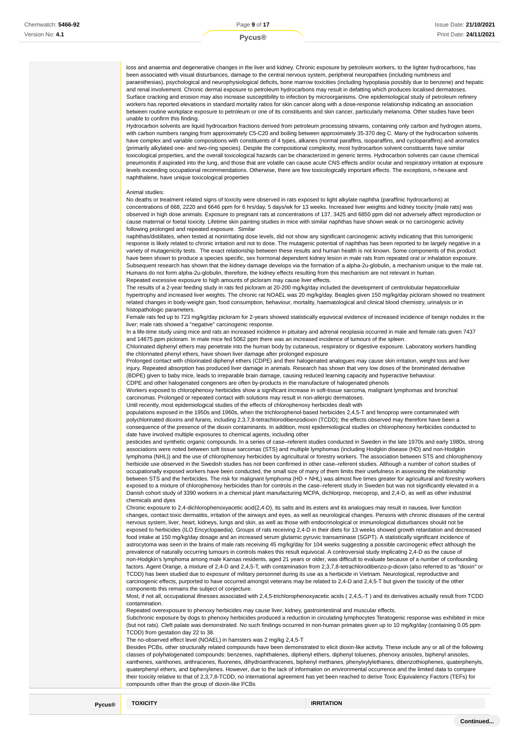loss and anaemia and degenerative changes in the liver and kidney. Chronic exposure by petroleum workers, to the lighter hydrocarbons, has been associated with visual disturbances, damage to the central nervous system, peripheral neuropathies (including numbness and paraesthesias), psychological and neurophysiological deficits, bone marrow toxicities (including hypoplasia possibly due to benzene) and hepatic and renal involvement. Chronic dermal exposure to petroleum hydrocarbons may result in defatting which produces localised dermatoses. Surface cracking and erosion may also increase susceptibility to infection by microorganisms. One epidemiological study of petroleum refinery workers has reported elevations in standard mortality ratios for skin cancer along with a dose-response relationship indicating an association between routine workplace exposure to petroleum or one of its constituents and skin cancer, particularly melanoma. Other studies have been unable to confirm this finding.

Hydrocarbon solvents are liquid hydrocarbon fractions derived from petroleum processing streams, containing only carbon and hydrogen atoms, with carbon numbers ranging from approximately C5-C20 and boiling between approximately 35-370 deg C. Many of the hydrocarbon solvents have complex and variable compositions with constituents of 4 types, alkanes (normal paraffins, isoparaffins, and cycloparaffins) and aromatics (primarily alkylated one- and two-ring species). Despite the compositional complexity, most hydrocarbon solvent constituents have similar toxicological properties, and the overall toxicological hazards can be characterized in generic terms. Hydrocarbon solvents can cause chemical pneumonitis if aspirated into the lung, and those that are volatile can cause acute CNS effects and/or ocular and respiratory irritation at exposure levels exceeding occupational recommendations. Otherwise, there are few toxicologically important effects. The exceptions, n-hexane and naphthalene, have unique toxicological properties

Animal studies:

No deaths or treatment related signs of toxicity were observed in rats exposed to light alkylate naphtha (paraffinic hydrocarbons) at concentrations of 668, 2220 and 6646 ppm for 6 hrs/day, 5 days/wk for 13 weeks. Increased liver weights and kidney toxicity (male rats) was observed in high dose animals. Exposure to pregnant rats at concentrations of 137, 3425 and 6850 ppm did not adversely affect reproduction or cause maternal or foetal toxicity. Lifetime skin painting studies in mice with similar naphthas have shown weak or no carcinogenic activity following prolonged and repeated exposure. Similar naphthas/distillates, when tested at nonirritating dose levels, did not show any significant carcinogenic activity indicating that this tumorigenic response is likely related to chronic irritation and not to dose. The mutagenic potential of naphthas has been reported to be largely negative in a variety of mutagenicity tests. The exact relationship between these results and human health is not known. Some components of this product have been shown to produce a species specific, sex hormonal dependent kidney lesion in male rats from repeated oral or inhalation exposure. Subsequent research has shown that the kidney damage develops via the formation of a alpha-2u-globulin, a mechanism unique to the male rat. Humans do not form alpha-2u-globulin, therefore, the kidney effects resulting from this mechanism are not relevant in human.

Repeated excessive exposure to high amounts of picloram may cause liver effects.

The results of a 2-year feeding study in rats fed picloram at 20-200 mg/kg/day included the development of centrolobular hepatocellular hypertrophy and increased liver weights. The chronic rat NOAEL was 20 mg/kg/day. Beagles given 150 mg/kg/day picloram showed no treatment related changes in body-weight gain, food consumption, behaviour, mortality, haematological and clinical blood chemistry, urinalysis or in histopathologic parameters.

Female rats fed up to 723 mg/kg/day picloram for 2-years showed statistically equivocal evidence of increased incidence of benign nodules in the liver; male rats showed a "negative" carcinogenic response.

In a life-time study using mice and rats an increased incidence in pituitary and adrenal neoplasia occurred in male and female rats given 7437 and 14875 ppm picloram. In male mice fed 5062 ppm there was an increased incidence of tumours of the spleen.

Chlorinated diphenyl ethers may penetrate into the human body by cutaneous, respiratory or digestive exposure. Laboratory workers handling the chlorinated phenyl ethers, have shown liver damage after prolonged exposure

Prolonged contact with chlorinated diphenyl ethers (CDPE) and their halogenated analogues may cause skin irritation, weight loss and liver injury. Repeated absorption has produced liver damage in animals. Research has shown that very low doses of the brominated derivative (BDPE) given to baby mice, leads to irreparable brain damage, causing reduced learning capacity and hyperactive behaviour.

CDPE and other halogenated congeners are often by-products in the manufacture of halogenated phenols

Workers exposed to chlorophenoxy herbicides show a significant increase in soft-tissue sarcoma, malignant lymphomas and bronchial carcinomas. Prolonged or repeated contact with solutions may result in non-allergic dermatoses.

Until recently, most epidemiological studies of the effects of chlorophenoxy herbicides dealt with populations exposed in the 1950s and 1960s, when the trichlorophenol-based herbicides 2,4,5-T and fenoprop were contaminated with polychlorinated dioxins and furans, including 2,3,7,8-tetrachlorodibenzodioxin (TCDD); the effects observed may therefore have been a consequence of the presence of the dioxin contaminants. In addition, most epidemiological studies on chlorophenoxy herbicides conducted to date have involved multiple exposures to chemical agents, including other pesticides and synthetic organic compounds. In a series of case–referent studies conducted in Sweden in the late 1970s and early 1980s, strong associations were noted between soft tissue sarcomas (STS) and multiple lymphomas (including Hodgkin disease (HD) and non-Hodgkin lymphoma (NHL)) and the use of chlorophenoxy herbicides by agricultural or forestry workers. The association between STS and chlorophenoxy herbicide use observed in the Swedish studies has not been confirmed in other case–referent studies. Although a number of cohort studies of occupationally exposed workers have been conducted, the small size of many of them limits their usefulness in assessing the relationship between STS and the herbicides. The risk for malignant lymphoma (HD + NHL) was almost five times greater for agricultural and forestry workers exposed to a mixture of chlorophenoxy herbicides than for controls in the case–referent study in Sweden but was not significantly elevated in a Danish cohort study of 3390 workers in a chemical plant manufacturing MCPA, dichlorprop, mecoprop, and 2,4-D, as well as other industrial chemicals and dyes

Chronic exposure to 2,4-dichlorophenoxyacetic acid(2,4-D), its salts and its esters and its analogues may result in nausea, liver function changes, contact toxic dermatitis, irritation of the airways and eyes, as well as neurological changes. Persons with chronic diseases of the central nervous system, liver, heart, kidneys, lungs and skin, as well as those with endocrinological or immunological disturbances should not be exposed to herbicides (ILO Encyclopaedia). Groups of rats receiving 2,4-D in their diets for 13 weeks showed growth retardation and decreased food intake at 150 mg/kg/day dosage and an increased serum glutamic pyruvic transaminase (SGPT). A statistically significant incidence of astrocytoma was seen in the brains of male rats receiving 45 mg/kg/day for 104 weeks suggesting a possible carcinogenic effect although the prevalence of naturally occurring tumours in controls makes this result equivocal. A controversial study implicating 2,4-D as the cause of non-Hodgkin's lymphoma among male Kansas residents, aged 21 years or older, was difficult to evaluate because of a number of confounding factors. Agent Orange, a mixture of 2,4-D and 2,4,5-T, with contamination from 2,3,7,8-tetrachlorodibenzo-p-dioxin (also referred to as "dioxin" or TCDD) has been studied due to exposure of military personnel during its use as a herbicide in Vietnam. Neurological, reproductive and carcinogenic effects, purported to have occurred amongst veterans may be related to 2,4-D and 2,4,5-T but given the toxicity of the other components this remains the subject of conjecture.

Most, if not all, occupational illnesses associated with 2,4,5-trichlorophenoxyacetic acids ( 2,4,5,-T ) and its derivatives actually result from TCDD contamination.

Repeated overexposure to phenoxy herbicides may cause liver, kidney, gastrointestinal and muscular effects.

Subchronic exposure by dogs to phenoxy herbicides produced a reduction in circulating lymphocytes Teratogenic response was exhibited in mice (but not rats). Cleft palate was demonstrated. No such findings occurred in non-human primates given up to 10 mg/kg/day (containing 0.05 ppm TCDD) from gestation day 22 to 38.

The no-observed effect level (NOAEL) in hamsters was 2 mg/kg 2,4,5-T

Besides PCBs, other structurally related compounds have been demonstrated to elicit dioxin-like activity. These include any or all of the following classes of polyhalogenated compounds: benzenes, naphthalenes, diphenyl ethers, diphenyl toluenes, phenoxy anisoles, biphenyl anisoles, xanthenes, xanthones, anthracenes, fluorenes, dihydroanthracenes, biphenyl methanes, phenylxylylethanes, dibenzothiophenes, quaterphenyls, quaterphenyl ethers, and biphenylenes. However, due to the lack of information on environmental occurrence and the limited data to compare their toxicity relative to that of 2,3,7,8-TCDD, no international agreement has yet been reached to derive Toxic Equivalency Factors (TEFs) for compounds other than the group of dioxin-like PCBs

| Pycus® | TOXICITY | IRRITATION |
|---|---|---|

Continued...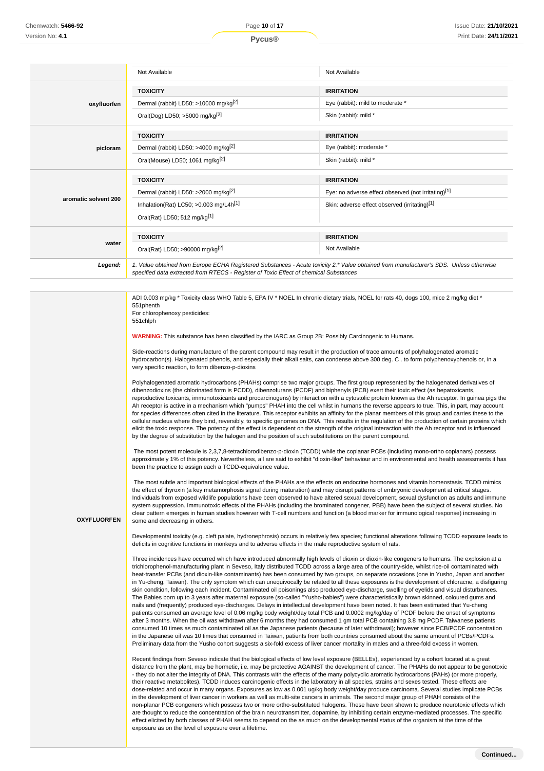| | | |
|---|---|---|
| | Not Available | Not Available |
| **oxyfluorfen** | **TOXICITY** | **IRRITATION** |
| | Dermal (rabbit) LD50: >10000 mg/kg[2] | Eye (rabbit): mild to moderate * |
| | Oral(Dog) LD50; >5000 mg/kg[2] | Skin (rabbit): mild * |
| **picloram** | **TOXICITY** | **IRRITATION** |
| | Dermal (rabbit) LD50: >4000 mg/kg[2] | Eye (rabbit): moderate * |
| | Oral(Mouse) LD50; 1061 mg/kg[2] | Skin (rabbit): mild * |
| **aromatic solvent 200** | **TOXICITY** | **IRRITATION** |
| | Dermal (rabbit) LD50: >2000 mg/kg[2] | Eye: no adverse effect observed (not irritating)[1] |
| | Inhalation(Rat) LC50; >0.003 mg/L4h[1] | Skin: adverse effect observed (irritating)[1] |
| | Oral(Rat) LD50; 512 mg/kg[1] | |
| **water** | **TOXICITY** | **IRRITATION** |
| | Oral(Rat) LD50; >90000 mg/kg[2] | Not Available |
| ***Legend:*** | *1. Value obtained from Europe ECHA Registered Substances - Acute toxicity 2.* Value obtained from manufacturer's SDS. Unless otherwise specified data extracted from RTECS - Register of Toxic Effect of chemical Substances* | |

**OXYFLUORFEN**

ADI 0.003 mg/kg * Toxicity class WHO Table 5, EPA IV * NOEL In chronic dietary trials, NOEL for rats 40, dogs 100, mice 2 mg/kg diet *
551phenth
For chlorophenoxy pesticides:
551chlph

**WARNING:** This substance has been classified by the IARC as Group 2B: Possibly Carcinogenic to Humans.

Side-reactions during manufacture of the parent compound may result in the production of trace amounts of polyhalogenated aromatic hydrocarbon(s). Halogenated phenols, and especially their alkali salts, can condense above 300 deg. C . to form polyphenoxyphenols or, in a very specific reaction, to form dibenzo-p-dioxins

Polyhalogenated aromatic hydrocarbons (PHAHs) comprise two major groups. The first group represented by the halogenated derivatives of dibenzodioxins (the chlorinated form is PCDD), dibenzofurans (PCDF) and biphenyls (PCB) exert their toxic effect (as hepatoxicants, reproductive toxicants, immunotoxicants and procarcinogens) by interaction with a cytostolic protein known as the Ah receptor. In guinea pigs the Ah receptor is active in a mechanism which "pumps" PHAH into the cell whilst in humans the reverse appears to true. This, in part, may account for species differences often cited in the literature. This receptor exhibits an affinity for the planar members of this group and carries these to the cellular nucleus where they bind, reversibly, to specific genomes on DNA. This results in the regulation of the production of certain proteins which elicit the toxic response. The potency of the effect is dependent on the strength of the original interaction with the Ah receptor and is influenced by the degree of substitution by the halogen and the position of such substitutions on the parent compound.

The most potent molecule is 2,3,7,8-tetrachlorodibenzo-p-dioxin (TCDD) while the coplanar PCBs (including mono-ortho coplanars) possess approximately 1% of this potency. Nevertheless, all are said to exhibit "dioxin-like" behaviour and in environmental and health assessments it has been the practice to assign each a TCDD-equivalence value.

The most subtle and important biological effects of the PHAHs are the effects on endocrine hormones and vitamin homeostasis. TCDD mimics the effect of thyroxin (a key metamorphosis signal during maturation) and may disrupt patterns of embryonic development at critical stages. Individuals from exposed wildlife populations have been observed to have altered sexual development, sexual dysfunction as adults and immune system suppression. Immunotoxic effects of the PHAHs (including the brominated congener, PBB) have been the subject of several studies. No clear pattern emerges in human studies however with T-cell numbers and function (a blood marker for immunological response) increasing in some and decreasing in others.

Developmental toxicity (e.g. cleft palate, hydronephrosis) occurs in relatively few species; functional alterations following TCDD exposure leads to deficits in cognitive functions in monkeys and to adverse effects in the male reproductive system of rats.

Three incidences have occurred which have introduced abnormally high levels of dioxin or dioxin-like congeners to humans. The explosion at a trichlorophenol-manufacturing plant in Seveso, Italy distributed TCDD across a large area of the country-side, whilst rice-oil contaminated with heat-transfer PCBs (and dioxin-like contaminants) has been consumed by two groups, on separate occasions (one in Yusho, Japan and another in Yu-cheng, Taiwan). The only symptom which can unequivocally be related to all these exposures is the development of chloracne, a disfiguring skin condition, following each incident. Contaminated oil poisonings also produced eye-discharge, swelling of eyelids and visual disturbances. The Babies born up to 3 years after maternal exposure (so-called "Yusho-babies") were characteristically brown skinned, coloured gums and nails and (frequently) produced eye-discharges. Delays in intellectual development have been noted. It has been estimated that Yu-cheng patients consumed an average level of 0.06 mg/kg body weight/day total PCB and 0.0002 mg/kg/day of PCDF before the onset of symptoms after 3 months. When the oil was withdrawn after 6 months they had consumed 1 gm total PCB containing 3.8 mg PCDF. Taiwanese patients consumed 10 times as much contaminated oil as the Japanese patients (because of later withdrawal); however since PCB/PCDF concentration in the Japanese oil was 10 times that consumed in Taiwan, patients from both countries consumed about the same amount of PCBs/PCDFs. Preliminary data from the Yusho cohort suggests a six-fold excess of liver cancer mortality in males and a three-fold excess in women.

Recent findings from Seveso indicate that the biological effects of low level exposure (BELLEs), experienced by a cohort located at a great distance from the plant, may be hormetic, i.e. may be protective AGAINST the development of cancer. The PHAHs do not appear to be genotoxic - they do not alter the integrity of DNA. This contrasts with the effects of the many polycyclic aromatic hydrocarbons (PAHs) (or more properly, their reactive metabolites). TCDD induces carcinogenic effects in the laboratory in all species, strains and sexes tested. These effects are dose-related and occur in many organs. Exposures as low as 0.001 ug/kg body weight/day produce carcinoma. Several studies implicate PCBs in the development of liver cancer in workers as well as multi-site cancers in animals. The second major group of PHAH consists of the non-planar PCB congeners which possess two or more ortho-substituted halogens. These have been shown to produce neurotoxic effects which are thought to reduce the concentration of the brain neurotransmitter, dopamine, by inhibiting certain enzyme-mediated processes. The specific effect elicited by both classes of PHAH seems to depend on the as much on the developmental status of the organism at the time of the exposure as on the level of exposure over a lifetime.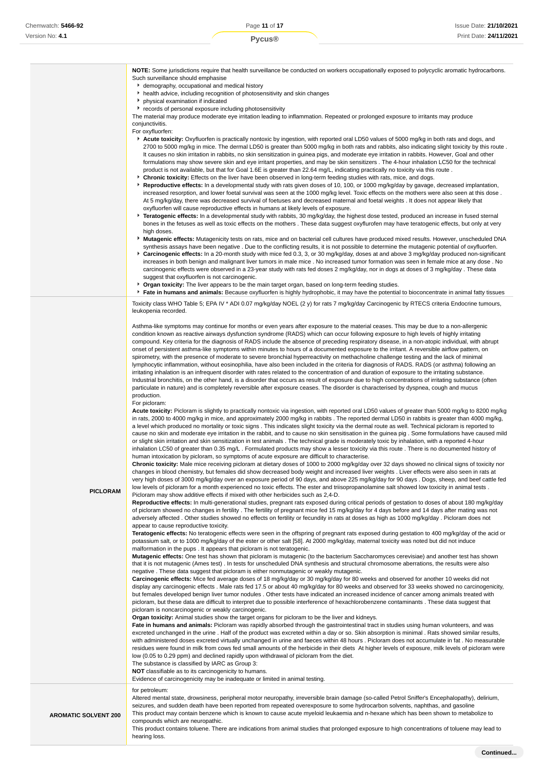| | |
|---|---|
| | **NOTE:** Some jurisdictions require that health surveillance be conducted on workers occupationally exposed to polycyclic aromatic hydrocarbons. Such surveillance should emphasise<br>▸ demography, occupational and medical history<br>▸ health advice, including recognition of photosensitivity and skin changes<br>▸ physical examination if indicated<br>▸ records of personal exposure including photosensitivity<br>The material may produce moderate eye irritation leading to inflammation. Repeated or prolonged exposure to irritants may produce conjunctivitis.<br>For oxyfluorfen:<br>▸ **Acute toxicity:** Oxyfluorfen is practically nontoxic by ingestion, with reported oral LD50 values of 5000 mg/kg in both rats and dogs, and 2700 to 5000 mg/kg in mice. The dermal LD50 is greater than 5000 mg/kg in both rats and rabbits, also indicating slight toxicity by this route . It causes no skin irritation in rabbits, no skin sensitization in guinea pigs, and moderate eye irritation in rabbits. However, Goal and other formulations may show severe skin and eye irritant properties, and may be skin sensitizers . The 4-hour inhalation LC50 for the technical product is not available, but that for Goal 1.6E is greater than 22.64 mg/L, indicating practically no toxicity via this route .<br>▸ **Chronic toxicity:** Effects on the liver have been observed in long-term feeding studies with rats, mice, and dogs.<br>▸ **Reproductive effects:** In a developmental study with rats given doses of 10, 100, or 1000 mg/kg/day by gavage, decreased implantation, increased resorption, and lower foetal survival was seen at the 1000 mg/kg level. Toxic effects on the mothers were also seen at this dose . At 5 mg/kg/day, there was decreased survival of foetuses and decreased maternal and foetal weights . It does not appear likely that oxyfluorfen will cause reproductive effects in humans at likely levels of exposure.<br>▸ **Teratogenic effects:** In a developmental study with rabbits, 30 mg/kg/day, the highest dose tested, produced an increase in fused sternal bones in the fetuses as well as toxic effects on the mothers . These data suggest oxyflurofen may have teratogenic effects, but only at very high doses.<br>▸ **Mutagenic effects:** Mutagenicity tests on rats, mice and on bacterial cell cultures have produced mixed results. However, unscheduled DNA synthesis assays have been negative . Due to the conflicting results, it is not possible to determine the mutagenic potential of oxyfluorfen.<br>▸ **Carcinogenic effects:** In a 20-month study with mice fed 0.3, 3, or 30 mg/kg/day, doses at and above 3 mg/kg/day produced non-significant increases in both benign and malignant liver tumors in male mice . No increased tumor formation was seen in female mice at any dose . No carcinogenic effects were observed in a 23-year study with rats fed doses 2 mg/kg/day, nor in dogs at doses of 3 mg/kg/day . These data suggest that oxyfluorfen is not carcinogenic.<br>▸ **Organ toxicity:** The liver appears to be the main target organ, based on long-term feeding studies.<br>▸ **Fate in humans and animals:** Because oxyfluorfen is highly hydrophobic, it may have the potential to bioconcentrate in animal fatty tissues |
| **PICLORAM** | Toxicity class WHO Table 5; EPA IV * ADI 0.07 mg/kg/day NOEL (2 y) for rats 7 mg/kg/day Carcinogenic by RTECS criteria Endocrine tumours, leukopenia recorded.<br><br>Asthma-like symptoms may continue for months or even years after exposure to the material ceases. This may be due to a non-allergenic condition known as reactive airways dysfunction syndrome (RADS) which can occur following exposure to high levels of highly irritating compound. Key criteria for the diagnosis of RADS include the absence of preceding respiratory disease, in a non-atopic individual, with abrupt onset of persistent asthma-like symptoms within minutes to hours of a documented exposure to the irritant. A reversible airflow pattern, on spirometry, with the presence of moderate to severe bronchial hyperreactivity on methacholine challenge testing and the lack of minimal lymphocytic inflammation, without eosinophilia, have also been included in the criteria for diagnosis of RADS. RADS (or asthma) following an irritating inhalation is an infrequent disorder with rates related to the concentration of and duration of exposure to the irritating substance. Industrial bronchitis, on the other hand, is a disorder that occurs as result of exposure due to high concentrations of irritating substance (often particulate in nature) and is completely reversible after exposure ceases. The disorder is characterised by dyspnea, cough and mucus production.<br>For picloram:<br>**Acute toxicity:** Picloram is slightly to practically nontoxic via ingestion, with reported oral LD50 values of greater than 5000 mg/kg to 8200 mg/kg in rats, 2000 to 4000 mg/kg in mice, and approximately 2000 mg/kg in rabbits . The reported dermal LD50 in rabbits is greater than 4000 mg/kg, a level which produced no mortality or toxic signs . This indicates slight toxicity via the dermal route as well. Technical picloram is reported to cause no skin and moderate eye irritation in the rabbit, and to cause no skin sensitisation in the guinea pig . Some formulations have caused mild or slight skin irritation and skin sensitization in test animals . The technical grade is moderately toxic by inhalation, with a reported 4-hour inhalation LC50 of greater than 0.35 mg/L . Formulated products may show a lesser toxicity via this route . There is no documented history of human intoxication by picloram, so symptoms of acute exposure are difficult to characterise.<br>**Chronic toxicity:** Male mice receiving picloram at dietary doses of 1000 to 2000 mg/kg/day over 32 days showed no clinical signs of toxicity nor changes in blood chemistry, but females did show decreased body weight and increased liver weights . Liver effects were also seen in rats at very high doses of 3000 mg/kg/day over an exposure period of 90 days, and above 225 mg/kg/day for 90 days . Dogs, sheep, and beef cattle fed low levels of picloram for a month experienced no toxic effects. The ester and triisopropanolamine salt showed low toxicity in animal tests . Picloram may show additive effects if mixed with other herbicides such as 2,4-D.<br>**Reproductive effects:** In multi-generational studies, pregnant rats exposed during critical periods of gestation to doses of about 180 mg/kg/day of picloram showed no changes in fertility . The fertility of pregnant mice fed 15 mg/kg/day for 4 days before and 14 days after mating was not adversely affected . Other studies showed no effects on fertility or fecundity in rats at doses as high as 1000 mg/kg/day . Picloram does not appear to cause reproductive toxicity.<br>**Teratogenic effects:** No teratogenic effects were seen in the offspring of pregnant rats exposed during gestation to 400 mg/kg/day of the acid or potassium salt, or to 1000 mg/kg/day of the ester or other salt [58]. At 2000 mg/kg/day, maternal toxicity was noted but did not induce malformation in the pups . It appears that picloram is not teratogenic.<br>**Mutagenic effects:** One test has shown that picloram is mutagenic (to the bacterium Saccharomyces cerevisiae) and another test has shown that it is not mutagenic (Ames test) . In tests for unscheduled DNA synthesis and structural chromosome aberrations, the results were also negative . These data suggest that picloram is either nonmutagenic or weakly mutagenic.<br>**Carcinogenic effects:** Mice fed average doses of 18 mg/kg/day or 30 mg/kg/day for 80 weeks and observed for another 10 weeks did not display any carcinogenic effects . Male rats fed 17.5 or about 40 mg/kg/day for 80 weeks and observed for 33 weeks showed no carcinogenicity, but females developed benign liver tumor nodules . Other tests have indicated an increased incidence of cancer among animals treated with picloram, but these data are difficult to interpret due to possible interference of hexachlorobenzene contaminants . These data suggest that picloram is noncarcinogenic or weakly carcinogenic.<br>**Organ toxicity:** Animal studies show the target organs for picloram to be the liver and kidneys.<br>**Fate in humans and animals:** Picloram was rapidly absorbed through the gastrointestinal tract in studies using human volunteers, and was excreted unchanged in the urine . Half of the product was excreted within a day or so. Skin absorption is minimal . Rats showed similar results, with administered doses excreted virtually unchanged in urine and faeces within 48 hours . Picloram does not accumulate in fat . No measurable residues were found in milk from cows fed small amounts of the herbicide in their diets At higher levels of exposure, milk levels of picloram were low (0.05 to 0.29 ppm) and declined rapidly upon withdrawal of picloram from the diet.<br>The substance is classified by IARC as Group 3:<br>**NOT** classifiable as to its carcinogenicity to humans.<br>Evidence of carcinogenicity may be inadequate or limited in animal testing. |
| **AROMATIC SOLVENT 200** | for petroleum:<br>Altered mental state, drowsiness, peripheral motor neuropathy, irreversible brain damage (so-called Petrol Sniffer's Encephalopathy), delirium, seizures, and sudden death have been reported from repeated overexposure to some hydrocarbon solvents, naphthas, and gasoline<br>This product may contain benzene which is known to cause acute myeloid leukaemia and n-hexane which has been shown to metabolize to compounds which are neuropathic.<br>This product contains toluene. There are indications from animal studies that prolonged exposure to high concentrations of toluene may lead to hearing loss. |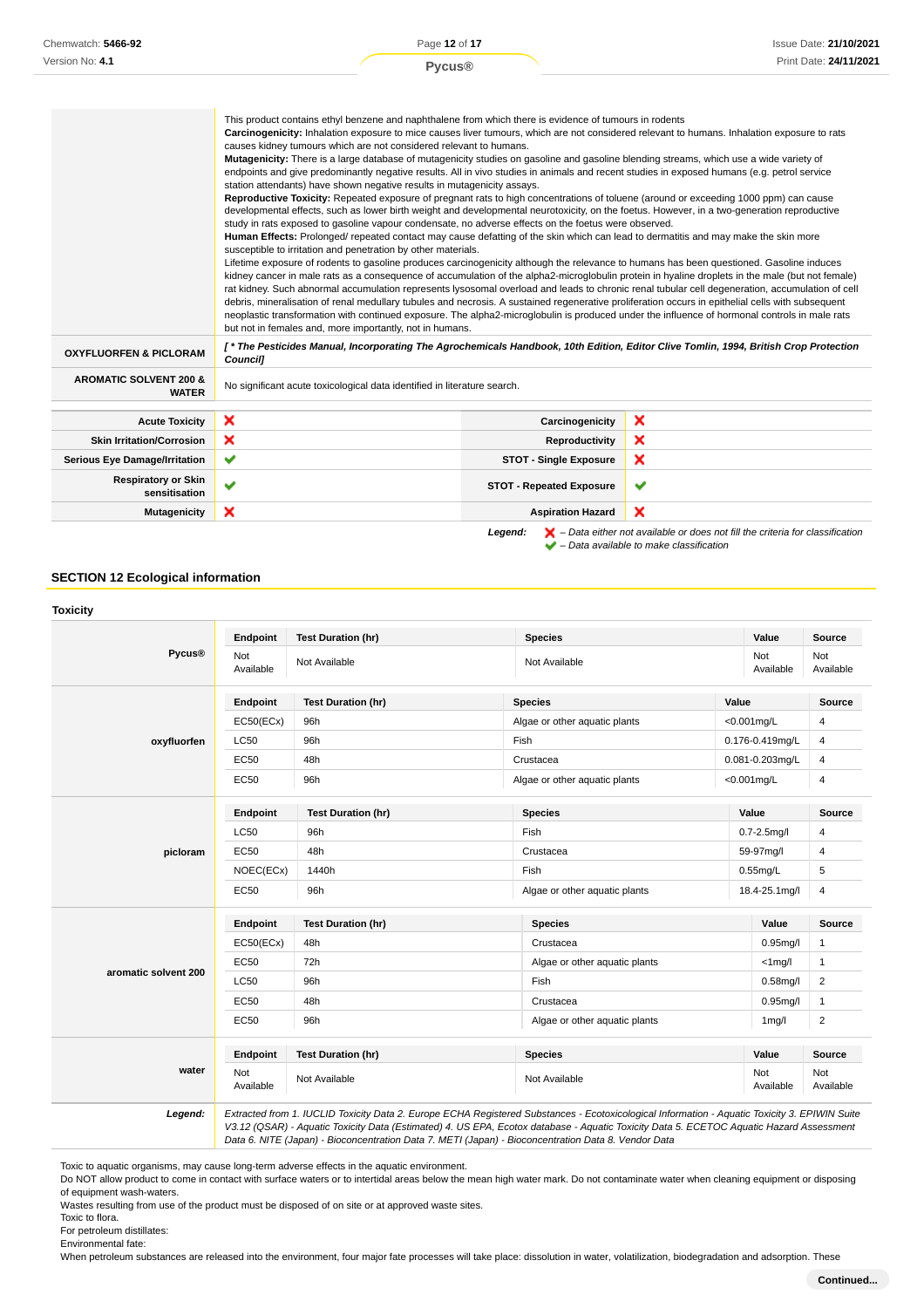| | |
|---|---|
| | This product contains ethyl benzene and naphthalene from which there is evidence of tumours in rodents<br>**Carcinogenicity:** Inhalation exposure to mice causes liver tumours, which are not considered relevant to humans. Inhalation exposure to rats causes kidney tumours which are not considered relevant to humans.<br>**Mutagenicity:** There is a large database of mutagenicity studies on gasoline and gasoline blending streams, which use a wide variety of endpoints and give predominantly negative results. All in vivo studies in animals and recent studies in exposed humans (e.g. petrol service station attendants) have shown negative results in mutagenicity assays.<br>**Reproductive Toxicity:** Repeated exposure of pregnant rats to high concentrations of toluene (around or exceeding 1000 ppm) can cause developmental effects, such as lower birth weight and developmental neurotoxicity, on the foetus. However, in a two-generation reproductive study in rats exposed to gasoline vapour condensate, no adverse effects on the foetus were observed.<br>**Human Effects:** Prolonged/ repeated contact may cause defatting of the skin which can lead to dermatitis and may make the skin more susceptible to irritation and penetration by other materials.<br>Lifetime exposure of rodents to gasoline produces carcinogenicity although the relevance to humans has been questioned. Gasoline induces kidney cancer in male rats as a consequence of accumulation of the alpha2-microglobulin protein in hyaline droplets in the male (but not female) rat kidney. Such abnormal accumulation represents lysosomal overload and leads to chronic renal tubular cell degeneration, accumulation of cell debris, mineralisation of renal medullary tubules and necrosis. A sustained regenerative proliferation occurs in epithelial cells with subsequent neoplastic transformation with continued exposure. The alpha2-microglobulin is produced under the influence of hormonal controls in male rats but not in females and, more importantly, not in humans. |
| **OXYFLUORFEN & PICLORAM** | *[ * The Pesticides Manual, Incorporating The Agrochemicals Handbook, 10th Edition, Editor Clive Tomlin, 1994, British Crop Protection Council]* |
| **AROMATIC SOLVENT 200 & WATER** | No significant acute toxicological data identified in literature search. |

| | | | |
|---|---|---|---|
| **Acute Toxicity** | ✘ | **Carcinogenicity** | ✘ |
| **Skin Irritation/Corrosion** | ✘ | **Reproductivity** | ✘ |
| **Serious Eye Damage/Irritation** | ✔ | **STOT - Single Exposure** | ✘ |
| **Respiratory or Skin sensitisation** | ✔ | **STOT - Repeated Exposure** | ✔ |
| **Mutagenicity** | ✘ | **Aspiration Hazard** | ✘ |

*Legend:* ✘ – *Data either not available or does not fill the criteria for classification*
✔ – *Data available to make classification*

## SECTION 12 Ecological information

### Toxicity

**Pycus®**

| Endpoint | Test Duration (hr) | Species | Value | Source |
|---|---|---|---|---|
| Not Available | Not Available | Not Available | Not Available | Not Available |

**oxyfluorfen**

| Endpoint | Test Duration (hr) | Species | Value | Source |
|---|---|---|---|---|
| EC50(ECx) | 96h | Algae or other aquatic plants | <0.001mg/L | 4 |
| LC50 | 96h | Fish | 0.176-0.419mg/L | 4 |
| EC50 | 48h | Crustacea | 0.081-0.203mg/L | 4 |
| EC50 | 96h | Algae or other aquatic plants | <0.001mg/L | 4 |

**picloram**

| Endpoint | Test Duration (hr) | Species | Value | Source |
|---|---|---|---|---|
| LC50 | 96h | Fish | 0.7-2.5mg/l | 4 |
| EC50 | 48h | Crustacea | 59-97mg/l | 4 |
| NOEC(ECx) | 1440h | Fish | 0.55mg/L | 5 |
| EC50 | 96h | Algae or other aquatic plants | 18.4-25.1mg/l | 4 |

**aromatic solvent 200**

| Endpoint | Test Duration (hr) | Species | Value | Source |
|---|---|---|---|---|
| EC50(ECx) | 48h | Crustacea | 0.95mg/l | 1 |
| EC50 | 72h | Algae or other aquatic plants | <1mg/l | 1 |
| LC50 | 96h | Fish | 0.58mg/l | 2 |
| EC50 | 48h | Crustacea | 0.95mg/l | 1 |
| EC50 | 96h | Algae or other aquatic plants | 1mg/l | 2 |

**water**

| Endpoint | Test Duration (hr) | Species | Value | Source |
|---|---|---|---|---|
| Not Available | Not Available | Not Available | Not Available | Not Available |

***Legend:*** *Extracted from 1. IUCLID Toxicity Data 2. Europe ECHA Registered Substances - Ecotoxicological Information - Aquatic Toxicity 3. EPIWIN Suite V3.12 (QSAR) - Aquatic Toxicity Data (Estimated) 4. US EPA, Ecotox database - Aquatic Toxicity Data 5. ECETOC Aquatic Hazard Assessment Data 6. NITE (Japan) - Bioconcentration Data 7. METI (Japan) - Bioconcentration Data 8. Vendor Data*

Toxic to aquatic organisms, may cause long-term adverse effects in the aquatic environment.
Do NOT allow product to come in contact with surface waters or to intertidal areas below the mean high water mark. Do not contaminate water when cleaning equipment or disposing of equipment wash-waters.
Wastes resulting from use of the product must be disposed of on site or at approved waste sites.
Toxic to flora.
For petroleum distillates:
Environmental fate:
When petroleum substances are released into the environment, four major fate processes will take place: dissolution in water, volatilization, biodegradation and adsorption. These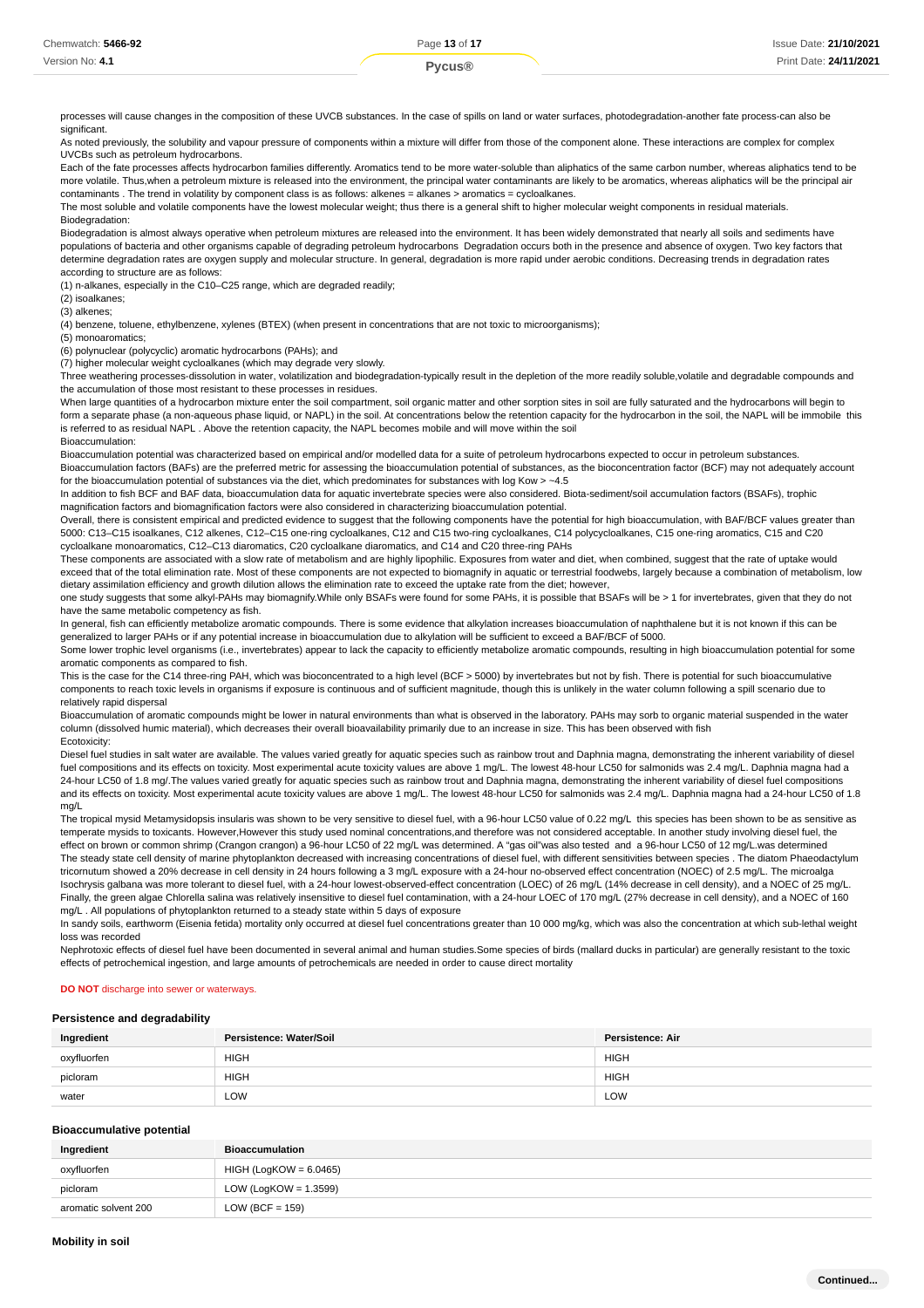processes will cause changes in the composition of these UVCB substances. In the case of spills on land or water surfaces, photodegradation-another fate process-can also be significant.

As noted previously, the solubility and vapour pressure of components within a mixture will differ from those of the component alone. These interactions are complex for complex UVCBs such as petroleum hydrocarbons.

Each of the fate processes affects hydrocarbon families differently. Aromatics tend to be more water-soluble than aliphatics of the same carbon number, whereas aliphatics tend to be more volatile. Thus,when a petroleum mixture is released into the environment, the principal water contaminants are likely to be aromatics, whereas aliphatics will be the principal air contaminants . The trend in volatility by component class is as follows: alkenes = alkanes > aromatics = cycloalkanes.

The most soluble and volatile components have the lowest molecular weight; thus there is a general shift to higher molecular weight components in residual materials.

Biodegradation:

Biodegradation is almost always operative when petroleum mixtures are released into the environment. It has been widely demonstrated that nearly all soils and sediments have populations of bacteria and other organisms capable of degrading petroleum hydrocarbons Degradation occurs both in the presence and absence of oxygen. Two key factors that determine degradation rates are oxygen supply and molecular structure. In general, degradation is more rapid under aerobic conditions. Decreasing trends in degradation rates according to structure are as follows:

(1) n-alkanes, especially in the C10–C25 range, which are degraded readily;
(2) isoalkanes;
(3) alkenes;
(4) benzene, toluene, ethylbenzene, xylenes (BTEX) (when present in concentrations that are not toxic to microorganisms);
(5) monoaromatics;
(6) polynuclear (polycyclic) aromatic hydrocarbons (PAHs); and
(7) higher molecular weight cycloalkanes (which may degrade very slowly.

Three weathering processes-dissolution in water, volatilization and biodegradation-typically result in the depletion of the more readily soluble,volatile and degradable compounds and the accumulation of those most resistant to these processes in residues.

When large quantities of a hydrocarbon mixture enter the soil compartment, soil organic matter and other sorption sites in soil are fully saturated and the hydrocarbons will begin to form a separate phase (a non-aqueous phase liquid, or NAPL) in the soil. At concentrations below the retention capacity for the hydrocarbon in the soil, the NAPL will be immobile this is referred to as residual NAPL . Above the retention capacity, the NAPL becomes mobile and will move within the soil

Bioaccumulation:

Bioaccumulation potential was characterized based on empirical and/or modelled data for a suite of petroleum hydrocarbons expected to occur in petroleum substances.

Bioaccumulation factors (BAFs) are the preferred metric for assessing the bioaccumulation potential of substances, as the bioconcentration factor (BCF) may not adequately account for the bioaccumulation potential of substances via the diet, which predominates for substances with log Kow > ~4.5

In addition to fish BCF and BAF data, bioaccumulation data for aquatic invertebrate species were also considered. Biota-sediment/soil accumulation factors (BSAFs), trophic magnification factors and biomagnification factors were also considered in characterizing bioaccumulation potential.

Overall, there is consistent empirical and predicted evidence to suggest that the following components have the potential for high bioaccumulation, with BAF/BCF values greater than 5000: C13–C15 isoalkanes, C12 alkenes, C12–C15 one-ring cycloalkanes, C12 and C15 two-ring cycloalkanes, C14 polycycloalkanes, C15 one-ring aromatics, C15 and C20 cycloalkane monoaromatics, C12–C13 diaromatics, C20 cycloalkane diaromatics, and C14 and C20 three-ring PAHs

These components are associated with a slow rate of metabolism and are highly lipophilic. Exposures from water and diet, when combined, suggest that the rate of uptake would exceed that of the total elimination rate. Most of these components are not expected to biomagnify in aquatic or terrestrial foodwebs, largely because a combination of metabolism, low dietary assimilation efficiency and growth dilution allows the elimination rate to exceed the uptake rate from the diet; however,

one study suggests that some alkyl-PAHs may biomagnify.While only BSAFs were found for some PAHs, it is possible that BSAFs will be > 1 for invertebrates, given that they do not have the same metabolic competency as fish.

In general, fish can efficiently metabolize aromatic compounds. There is some evidence that alkylation increases bioaccumulation of naphthalene but it is not known if this can be generalized to larger PAHs or if any potential increase in bioaccumulation due to alkylation will be sufficient to exceed a BAF/BCF of 5000.

Some lower trophic level organisms (i.e., invertebrates) appear to lack the capacity to efficiently metabolize aromatic compounds, resulting in high bioaccumulation potential for some aromatic components as compared to fish.

This is the case for the C14 three-ring PAH, which was bioconcentrated to a high level (BCF > 5000) by invertebrates but not by fish. There is potential for such bioaccumulative components to reach toxic levels in organisms if exposure is continuous and of sufficient magnitude, though this is unlikely in the water column following a spill scenario due to relatively rapid dispersal

Bioaccumulation of aromatic compounds might be lower in natural environments than what is observed in the laboratory. PAHs may sorb to organic material suspended in the water column (dissolved humic material), which decreases their overall bioavailability primarily due to an increase in size. This has been observed with fish

Ecotoxicity:

Diesel fuel studies in salt water are available. The values varied greatly for aquatic species such as rainbow trout and Daphnia magna, demonstrating the inherent variability of diesel fuel compositions and its effects on toxicity. Most experimental acute toxicity values are above 1 mg/L. The lowest 48-hour LC50 for salmonids was 2.4 mg/L. Daphnia magna had a 24-hour LC50 of 1.8 mg/.The values varied greatly for aquatic species such as rainbow trout and Daphnia magna, demonstrating the inherent variability of diesel fuel compositions and its effects on toxicity. Most experimental acute toxicity values are above 1 mg/L. The lowest 48-hour LC50 for salmonids was 2.4 mg/L. Daphnia magna had a 24-hour LC50 of 1.8 mg/L

The tropical mysid Metamysidopsis insularis was shown to be very sensitive to diesel fuel, with a 96-hour LC50 value of 0.22 mg/L this species has been shown to be as sensitive as temperate mysids to toxicants. However,However this study used nominal concentrations,and therefore was not considered acceptable. In another study involving diesel fuel, the effect on brown or common shrimp (Crangon crangon) a 96-hour LC50 of 22 mg/L was determined. A "gas oil"was also tested and a 96-hour LC50 of 12 mg/L.was determined

The steady state cell density of marine phytoplankton decreased with increasing concentrations of diesel fuel, with different sensitivities between species . The diatom Phaeodactylum tricornutum showed a 20% decrease in cell density in 24 hours following a 3 mg/L exposure with a 24-hour no-observed effect concentration (NOEC) of 2.5 mg/L. The microalga Isochrysis galbana was more tolerant to diesel fuel, with a 24-hour lowest-observed-effect concentration (LOEC) of 26 mg/L (14% decrease in cell density), and a NOEC of 25 mg/L. Finally, the green algae Chlorella salina was relatively insensitive to diesel fuel contamination, with a 24-hour LOEC of 170 mg/L (27% decrease in cell density), and a NOEC of 160 mg/L . All populations of phytoplankton returned to a steady state within 5 days of exposure

In sandy soils, earthworm (Eisenia fetida) mortality only occurred at diesel fuel concentrations greater than 10 000 mg/kg, which was also the concentration at which sub-lethal weight loss was recorded

Nephrotoxic effects of diesel fuel have been documented in several animal and human studies.Some species of birds (mallard ducks in particular) are generally resistant to the toxic effects of petrochemical ingestion, and large amounts of petrochemicals are needed in order to cause direct mortality

**DO NOT** discharge into sewer or waterways.

### Persistence and degradability

| Ingredient | Persistence: Water/Soil | Persistence: Air |
|---|---|---|
| oxyfluorfen | HIGH | HIGH |
| picloram | HIGH | HIGH |
| water | LOW | LOW |

### Bioaccumulative potential

| Ingredient | Bioaccumulation |
|---|---|
| oxyfluorfen | HIGH (LogKOW = 6.0465) |
| picloram | LOW (LogKOW = 1.3599) |
| aromatic solvent 200 | LOW (BCF = 159) |

### Mobility in soil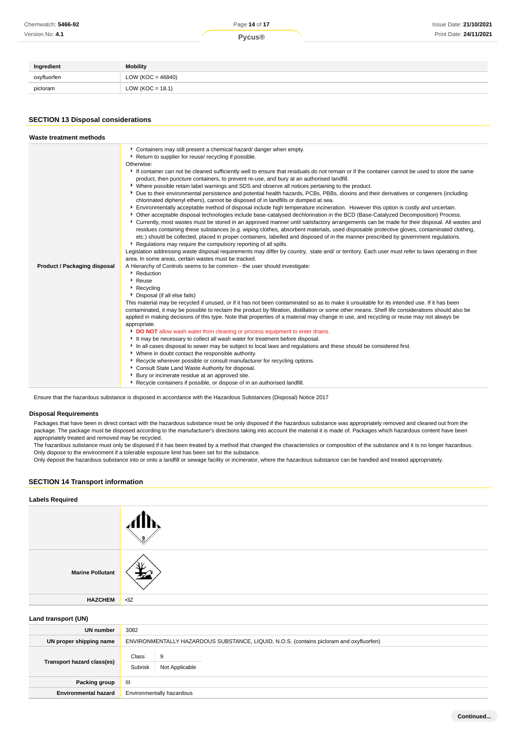| Ingredient | Mobility |
|---|---|
| oxyfluorfen | LOW (KOC = 46840) |
| picloram | LOW (KOC = 18.1) |

## SECTION 13 Disposal considerations

### Waste treatment methods

| | |
|---|---|
| **Product / Packaging disposal** | ▸ Containers may still present a chemical hazard/ danger when empty.<br>▸ Return to supplier for reuse/ recycling if possible.<br>Otherwise:<br>▸ If container can not be cleaned sufficiently well to ensure that residuals do not remain or if the container cannot be used to store the same product, then puncture containers, to prevent re-use, and bury at an authorised landfill.<br>▸ Where possible retain label warnings and SDS and observe all notices pertaining to the product.<br>▸ Due to their environmental persistence and potential health hazards, PCBs, PBBs, dioxins and their derivatives or congeners (including chlorinated diphenyl ethers), cannot be disposed of in landfills or dumped at sea.<br>▸ Environmentally acceptable method of disposal include high temperature incineration. However this option is costly and uncertain.<br>▸ Other acceptable disposal technologies include base-catalysed dechlorination in the BCD (Base-Catalyzed Decomposition) Process.<br>▸ Currently, most wastes must be stored in an approved manner until satisfactory arrangements can be made for their disposal. All wastes and residues containing these substances (e.g. wiping clothes, absorbent materials, used disposable protective gloves, contaminated clothing, etc.) should be collected, placed in proper containers, labelled and disposed of in the manner prescribed by government regulations.<br>▸ Regulations may require the compulsory reporting of all spills.<br>Legislation addressing waste disposal requirements may differ by country, state and/ or territory. Each user must refer to laws operating in their area. In some areas, certain wastes must be tracked.<br>A Hierarchy of Controls seems to be common - the user should investigate:<br>▸ Reduction<br>▸ Reuse<br>▸ Recycling<br>▸ Disposal (if all else fails)<br>This material may be recycled if unused, or if it has not been contaminated so as to make it unsuitable for its intended use. If it has been contaminated, it may be possible to reclaim the product by filtration, distillation or some other means. Shelf life considerations should also be applied in making decisions of this type. Note that properties of a material may change in use, and recycling or reuse may not always be appropriate.<br>▸ **DO NOT** allow wash water from cleaning or process equipment to enter drains.<br>▸ It may be necessary to collect all wash water for treatment before disposal.<br>▸ In all cases disposal to sewer may be subject to local laws and regulations and these should be considered first.<br>▸ Where in doubt contact the responsible authority.<br>▸ Recycle wherever possible or consult manufacturer for recycling options.<br>▸ Consult State Land Waste Authority for disposal.<br>▸ Bury or incinerate residue at an approved site.<br>▸ Recycle containers if possible, or dispose of in an authorised landfill. |

Ensure that the hazardous substance is disposed in accordance with the Hazardous Substances (Disposal) Notice 2017

### Disposal Requirements

Packages that have been in direct contact with the hazardous substance must be only disposed if the hazardous substance was appropriately removed and cleaned out from the package. The package must be disposed according to the manufacturer's directions taking into account the material it is made of. Packages which hazardous content have been appropriately treated and removed may be recycled.
The hazardous substance must only be disposed if it has been treated by a method that changed the characteristics or composition of the substance and it is no longer hazardous.
Only dispose to the environment if a tolerable exposure limit has been set for the substance.
Only deposit the hazardous substance into or onto a landfill or sewage facility or incinerator, where the hazardous substance can be handled and treated appropriately.

## SECTION 14 Transport information

### Labels Required

| | |
|---|---|
| | |
| **Marine Pollutant** | |
| **HAZCHEM** | •3Z |

### Land transport (UN)

| | |
|---|---|
| **UN number** | 3082 |
| **UN proper shipping name** | ENVIRONMENTALLY HAZARDOUS SUBSTANCE, LIQUID, N.O.S. (contains picloram and oxyfluorfen) |
| **Transport hazard class(es)** | Class: 9<br>Subrisk: Not Applicable |
| **Packing group** | III |
| **Environmental hazard** | Environmentally hazardous |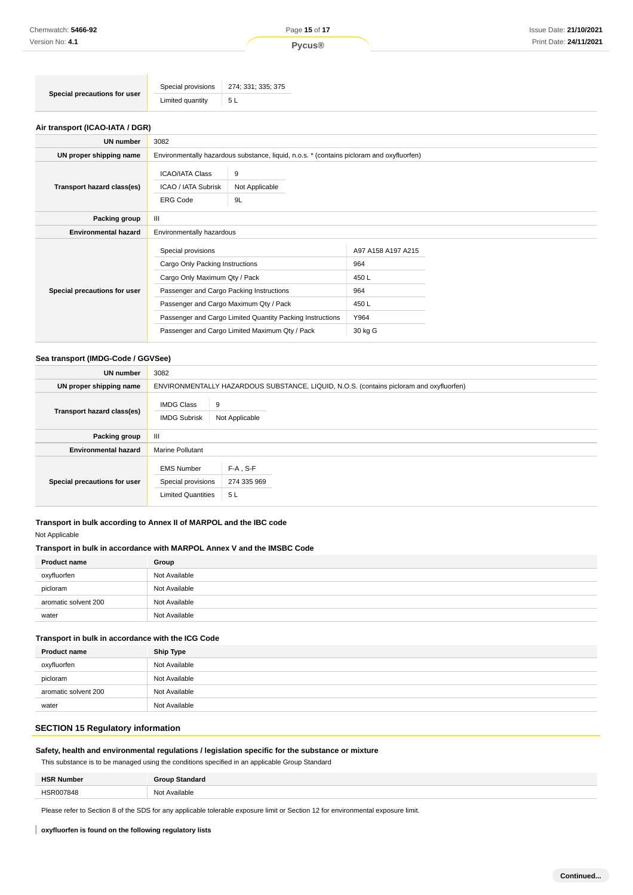| | | |
|---|---|---|
| Special precautions for user | Special provisions | 274; 331; 335; 375 |
| | Limited quantity | 5 L |

### Air transport (ICAO-IATA / DGR)

| | |
|---|---|
| UN number | 3082 |
| UN proper shipping name | Environmentally hazardous substance, liquid, n.o.s. * (contains picloram and oxyfluorfen) |
| Transport hazard class(es) | ICAO/IATA Class: 9<br>ICAO / IATA Subrisk: Not Applicable<br>ERG Code: 9L |
| Packing group | III |
| Environmental hazard | Environmentally hazardous |
| Special precautions for user | Special provisions: A97 A158 A197 A215<br>Cargo Only Packing Instructions: 964<br>Cargo Only Maximum Qty / Pack: 450 L<br>Passenger and Cargo Packing Instructions: 964<br>Passenger and Cargo Maximum Qty / Pack: 450 L<br>Passenger and Cargo Limited Quantity Packing Instructions: Y964<br>Passenger and Cargo Limited Maximum Qty / Pack: 30 kg G |

### Sea transport (IMDG-Code / GGVSee)

| | |
|---|---|
| UN number | 3082 |
| UN proper shipping name | ENVIRONMENTALLY HAZARDOUS SUBSTANCE, LIQUID, N.O.S. (contains picloram and oxyfluorfen) |
| Transport hazard class(es) | IMDG Class: 9<br>IMDG Subrisk: Not Applicable |
| Packing group | III |
| Environmental hazard | Marine Pollutant |
| Special precautions for user | EMS Number: F-A , S-F<br>Special provisions: 274 335 969<br>Limited Quantities: 5 L |

### Transport in bulk according to Annex II of MARPOL and the IBC code

Not Applicable

### Transport in bulk in accordance with MARPOL Annex V and the IMSBC Code

| Product name | Group |
|---|---|
| oxyfluorfen | Not Available |
| picloram | Not Available |
| aromatic solvent 200 | Not Available |
| water | Not Available |

### Transport in bulk in accordance with the ICG Code

| Product name | Ship Type |
|---|---|
| oxyfluorfen | Not Available |
| picloram | Not Available |
| aromatic solvent 200 | Not Available |
| water | Not Available |

## SECTION 15 Regulatory information

### Safety, health and environmental regulations / legislation specific for the substance or mixture

This substance is to be managed using the conditions specified in an applicable Group Standard

| HSR Number | Group Standard |
|---|---|
| HSR007848 | Not Available |

Please refer to Section 8 of the SDS for any applicable tolerable exposure limit or Section 12 for environmental exposure limit.

**oxyfluorfen is found on the following regulatory lists**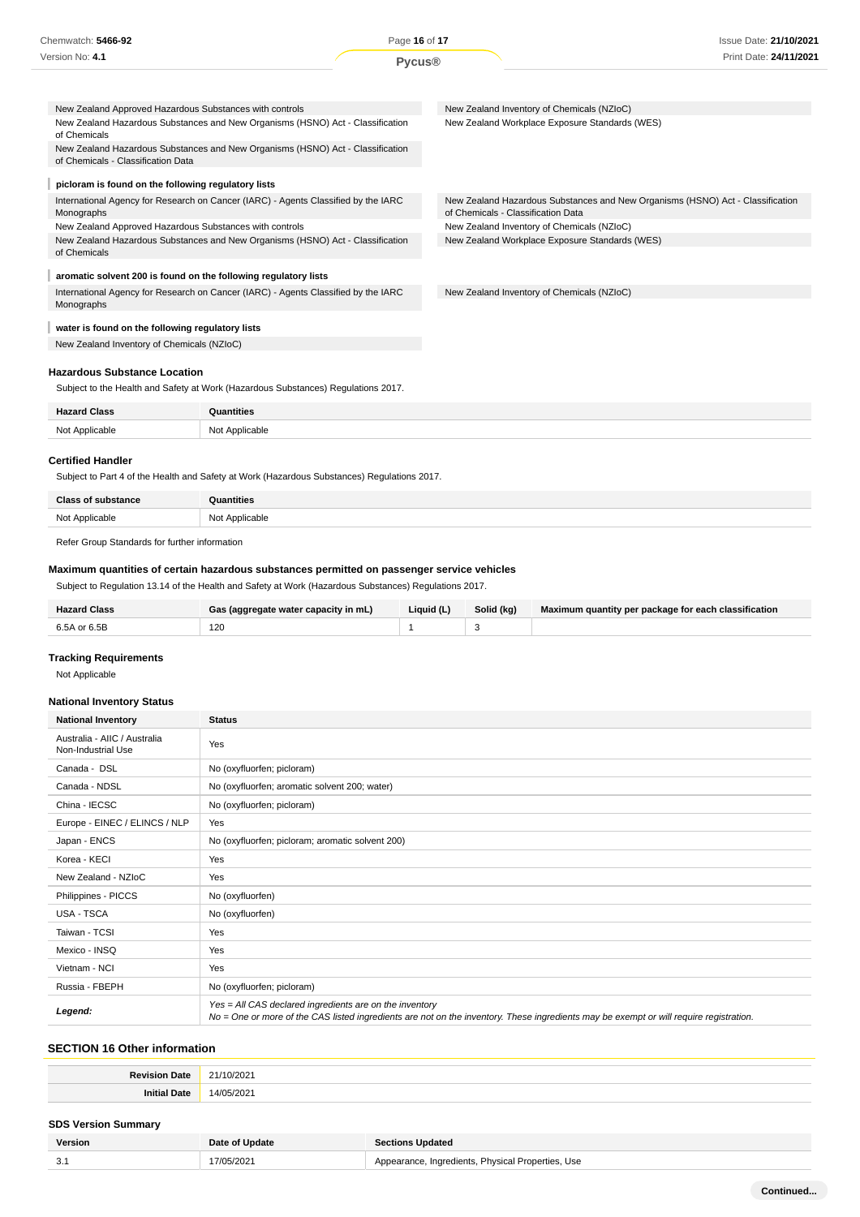| | |
|---|---|
| New Zealand Approved Hazardous Substances with controls | New Zealand Inventory of Chemicals (NZIoC) |
| New Zealand Hazardous Substances and New Organisms (HSNO) Act - Classification of Chemicals | New Zealand Workplace Exposure Standards (WES) |
| New Zealand Hazardous Substances and New Organisms (HSNO) Act - Classification of Chemicals - Classification Data | |

**picloram is found on the following regulatory lists**

| | |
|---|---|
| International Agency for Research on Cancer (IARC) - Agents Classified by the IARC Monographs | New Zealand Hazardous Substances and New Organisms (HSNO) Act - Classification of Chemicals - Classification Data |
| New Zealand Approved Hazardous Substances with controls | New Zealand Inventory of Chemicals (NZIoC) |
| New Zealand Hazardous Substances and New Organisms (HSNO) Act - Classification of Chemicals | New Zealand Workplace Exposure Standards (WES) |

**aromatic solvent 200 is found on the following regulatory lists**

| | |
|---|---|
| International Agency for Research on Cancer (IARC) - Agents Classified by the IARC Monographs | New Zealand Inventory of Chemicals (NZIoC) |

**water is found on the following regulatory lists**

| |
|---|
| New Zealand Inventory of Chemicals (NZIoC) |

### Hazardous Substance Location

Subject to the Health and Safety at Work (Hazardous Substances) Regulations 2017.

| Hazard Class | Quantities |
|---|---|
| Not Applicable | Not Applicable |

### Certified Handler

Subject to Part 4 of the Health and Safety at Work (Hazardous Substances) Regulations 2017.

| Class of substance | Quantities |
|---|---|
| Not Applicable | Not Applicable |

Refer Group Standards for further information

### Maximum quantities of certain hazardous substances permitted on passenger service vehicles

Subject to Regulation 13.14 of the Health and Safety at Work (Hazardous Substances) Regulations 2017.

| Hazard Class | Gas (aggregate water capacity in mL) | Liquid (L) | Solid (kg) | Maximum quantity per package for each classification |
|---|---|---|---|---|
| 6.5A or 6.5B | 120 | 1 | 3 | |

### Tracking Requirements

Not Applicable

### National Inventory Status

| National Inventory | Status |
|---|---|
| Australia - AIIC / Australia Non-Industrial Use | Yes |
| Canada - DSL | No (oxyfluorfen; picloram) |
| Canada - NDSL | No (oxyfluorfen; aromatic solvent 200; water) |
| China - IECSC | No (oxyfluorfen; picloram) |
| Europe - EINEC / ELINCS / NLP | Yes |
| Japan - ENCS | No (oxyfluorfen; picloram; aromatic solvent 200) |
| Korea - KECI | Yes |
| New Zealand - NZIoC | Yes |
| Philippines - PICCS | No (oxyfluorfen) |
| USA - TSCA | No (oxyfluorfen) |
| Taiwan - TCSI | Yes |
| Mexico - INSQ | Yes |
| Vietnam - NCI | Yes |
| Russia - FBEPH | No (oxyfluorfen; picloram) |
| **Legend:** | *Yes = All CAS declared ingredients are on the inventory*<br>*No = One or more of the CAS listed ingredients are not on the inventory. These ingredients may be exempt or will require registration.* |

## SECTION 16 Other information

| | |
|---|---|
| **Revision Date** | 21/10/2021 |
| **Initial Date** | 14/05/2021 |

### SDS Version Summary

| Version | Date of Update | Sections Updated |
|---|---|---|
| 3.1 | 17/05/2021 | Appearance, Ingredients, Physical Properties, Use |

Continued...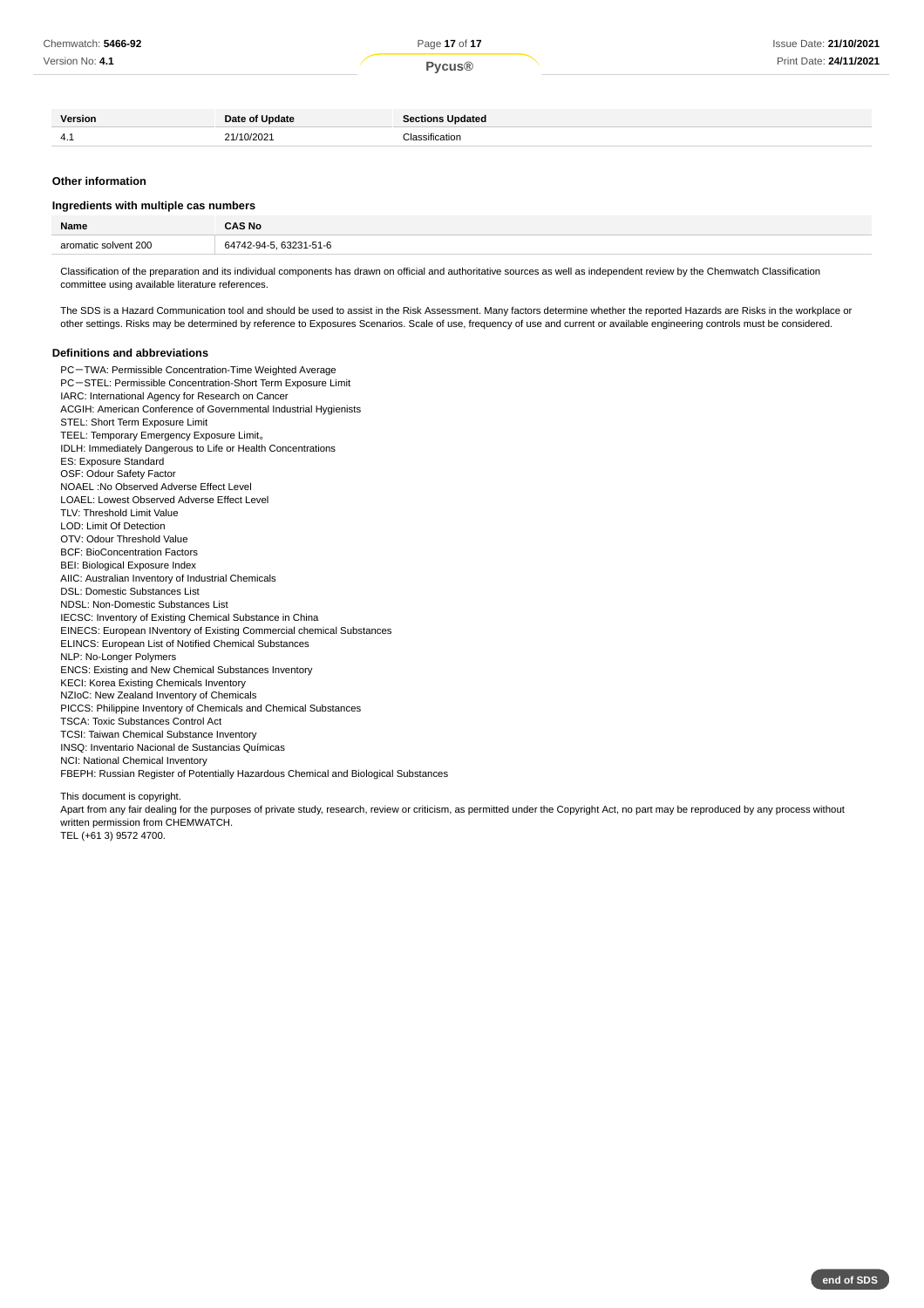| Version | Date of Update | Sections Updated |
| --- | --- | --- |
| 4.1 | 21/10/2021 | Classification |

### Other information

#### Ingredients with multiple cas numbers

| Name | CAS No |
| --- | --- |
| aromatic solvent 200 | 64742-94-5, 63231-51-6 |

Classification of the preparation and its individual components has drawn on official and authoritative sources as well as independent review by the Chemwatch Classification committee using available literature references.

The SDS is a Hazard Communication tool and should be used to assist in the Risk Assessment. Many factors determine whether the reported Hazards are Risks in the workplace or other settings. Risks may be determined by reference to Exposures Scenarios. Scale of use, frequency of use and current or available engineering controls must be considered.

### Definitions and abbreviations

PC－TWA: Permissible Concentration-Time Weighted Average
PC－STEL: Permissible Concentration-Short Term Exposure Limit
IARC: International Agency for Research on Cancer
ACGIH: American Conference of Governmental Industrial Hygienists
STEL: Short Term Exposure Limit
TEEL: Temporary Emergency Exposure Limit。
IDLH: Immediately Dangerous to Life or Health Concentrations
ES: Exposure Standard
OSF: Odour Safety Factor
NOAEL :No Observed Adverse Effect Level
LOAEL: Lowest Observed Adverse Effect Level
TLV: Threshold Limit Value
LOD: Limit Of Detection
OTV: Odour Threshold Value
BCF: BioConcentration Factors
BEI: Biological Exposure Index
AIIC: Australian Inventory of Industrial Chemicals
DSL: Domestic Substances List
NDSL: Non-Domestic Substances List
IECSC: Inventory of Existing Chemical Substance in China
EINECS: European INventory of Existing Commercial chemical Substances
ELINCS: European List of Notified Chemical Substances
NLP: No-Longer Polymers
ENCS: Existing and New Chemical Substances Inventory
KECI: Korea Existing Chemicals Inventory
NZIoC: New Zealand Inventory of Chemicals
PICCS: Philippine Inventory of Chemicals and Chemical Substances
TSCA: Toxic Substances Control Act
TCSI: Taiwan Chemical Substance Inventory
INSQ: Inventario Nacional de Sustancias Químicas
NCI: National Chemical Inventory
FBEPH: Russian Register of Potentially Hazardous Chemical and Biological Substances

This document is copyright.
Apart from any fair dealing for the purposes of private study, research, review or criticism, as permitted under the Copyright Act, no part may be reproduced by any process without written permission from CHEMWATCH.
TEL (+61 3) 9572 4700.

end of SDS